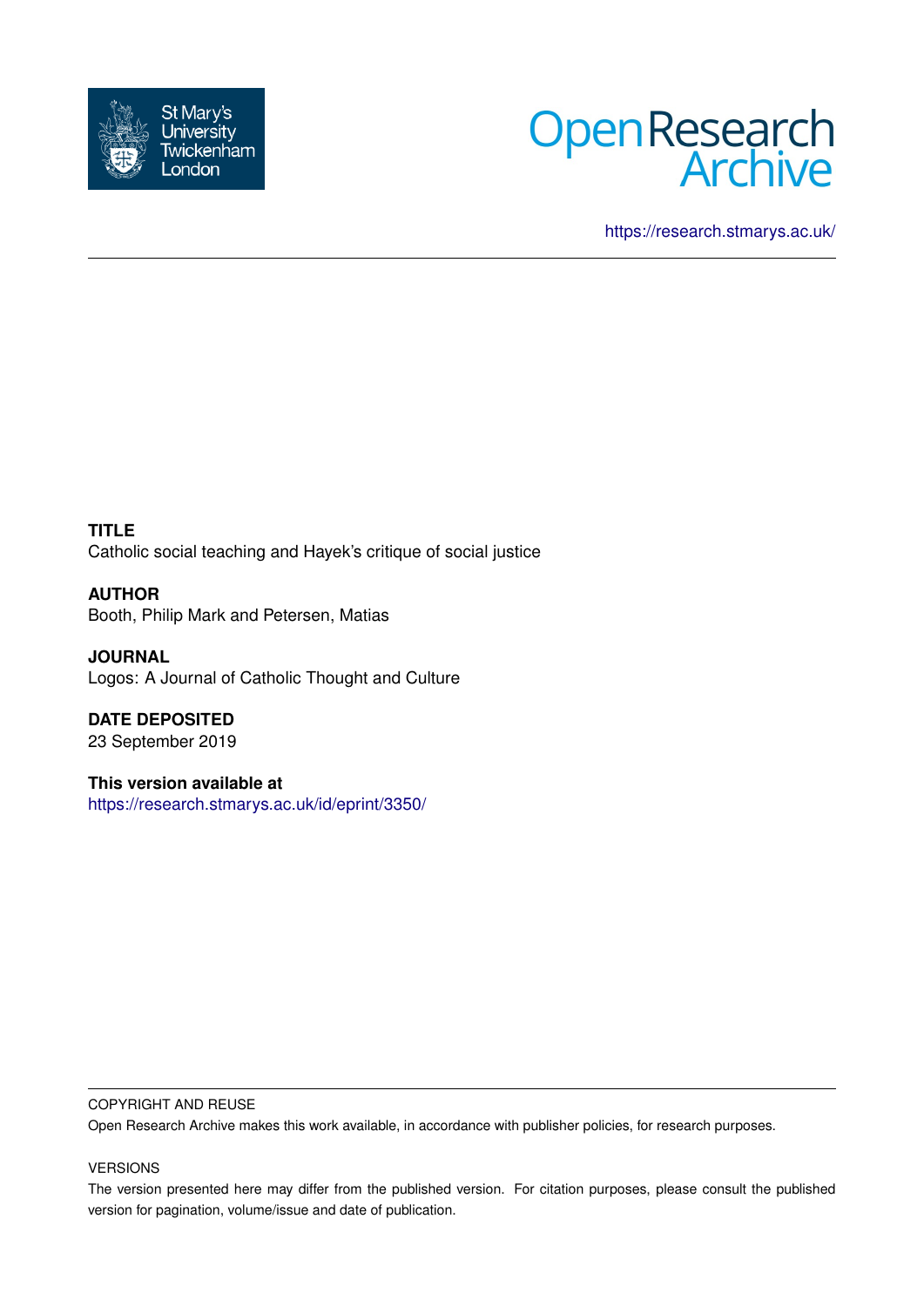St Mary's University Twickenham London

Open Research Archive

https://research.stmarys.ac.uk/

**TITLE**
Catholic social teaching and Hayek's critique of social justice

**AUTHOR**
Booth, Philip Mark and Petersen, Matias

**JOURNAL**
Logos: A Journal of Catholic Thought and Culture

**DATE DEPOSITED**
23 September 2019

**This version available at**
https://research.stmarys.ac.uk/id/eprint/3350/

COPYRIGHT AND REUSE

Open Research Archive makes this work available, in accordance with publisher policies, for research purposes.

VERSIONS

The version presented here may differ from the published version. For citation purposes, please consult the published version for pagination, volume/issue and date of publication.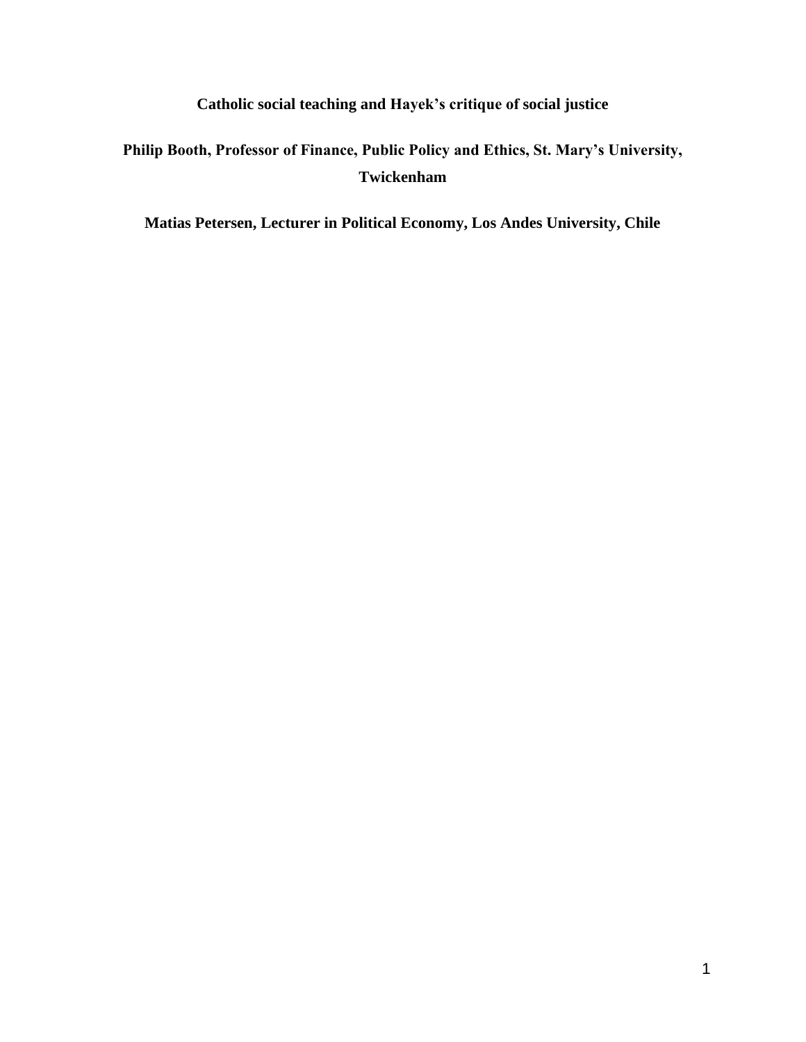**Catholic social teaching and Hayek's critique of social justice**

**Philip Booth, Professor of Finance, Public Policy and Ethics, St. Mary's University, Twickenham**

**Matias Petersen, Lecturer in Political Economy, Los Andes University, Chile**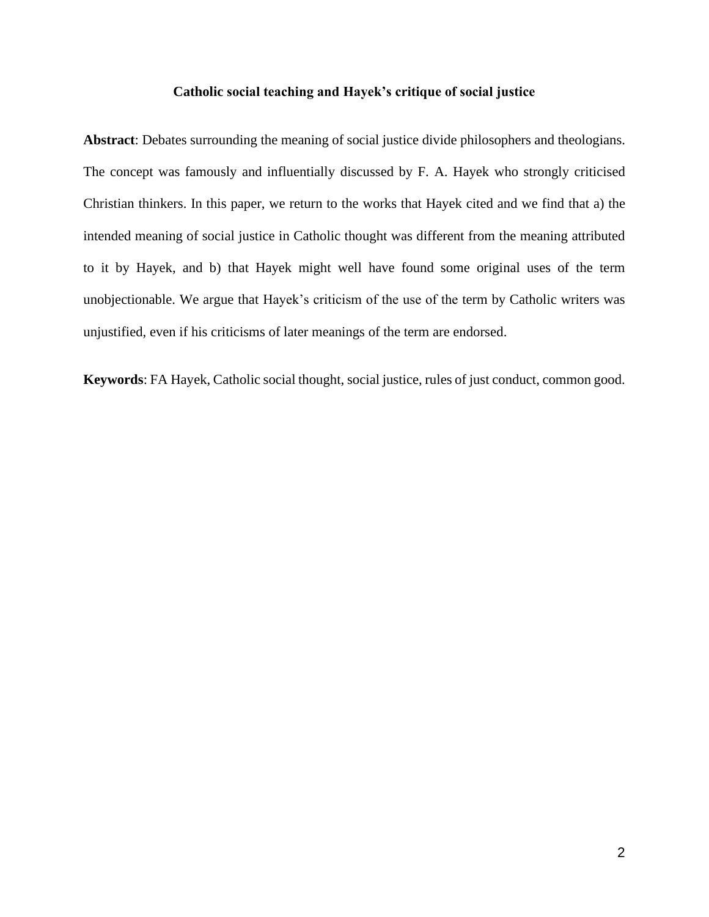**Catholic social teaching and Hayek's critique of social justice**

**Abstract**: Debates surrounding the meaning of social justice divide philosophers and theologians. The concept was famously and influentially discussed by F. A. Hayek who strongly criticised Christian thinkers. In this paper, we return to the works that Hayek cited and we find that a) the intended meaning of social justice in Catholic thought was different from the meaning attributed to it by Hayek, and b) that Hayek might well have found some original uses of the term unobjectionable. We argue that Hayek's criticism of the use of the term by Catholic writers was unjustified, even if his criticisms of later meanings of the term are endorsed.

**Keywords**: FA Hayek, Catholic social thought, social justice, rules of just conduct, common good.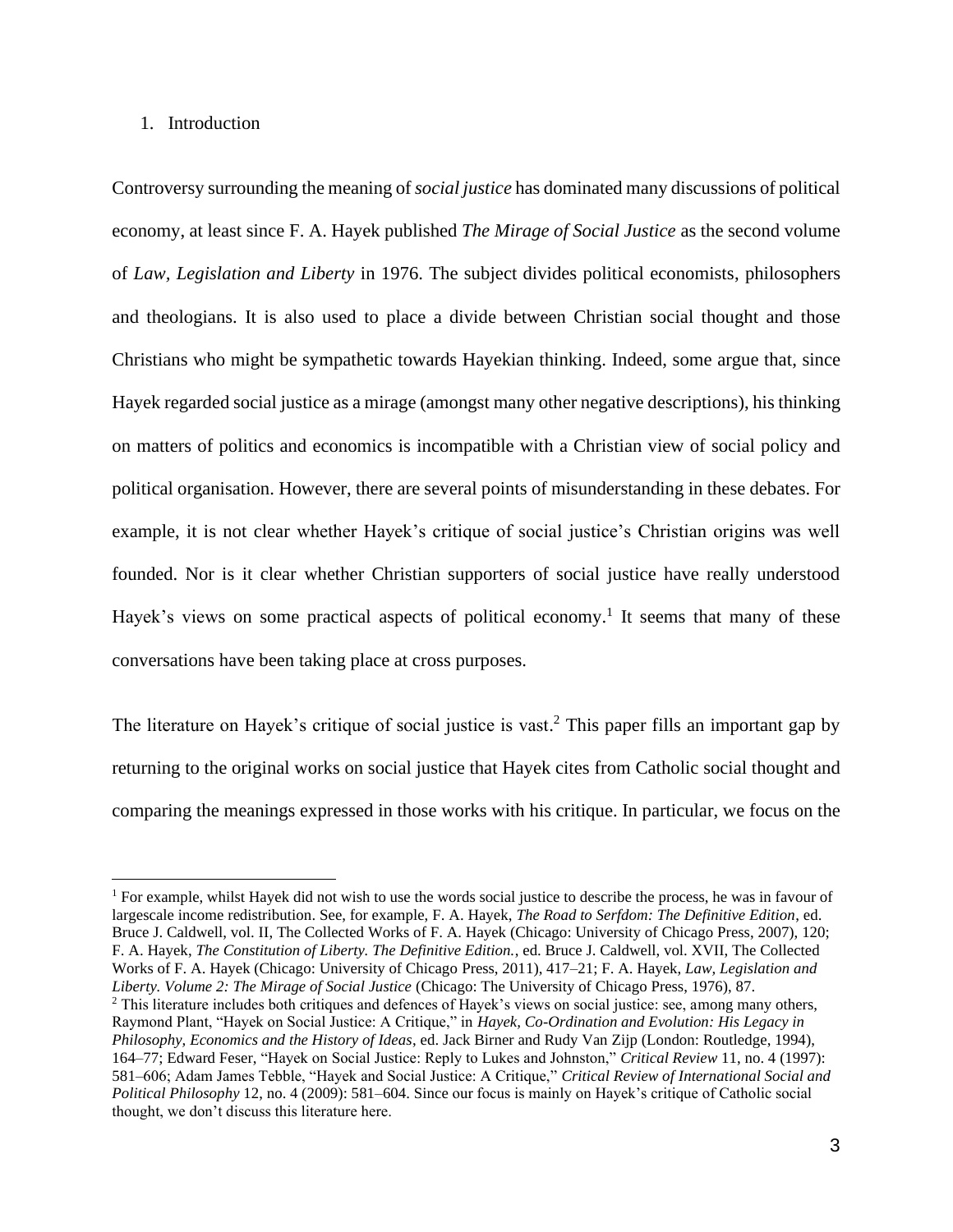## 1. Introduction

Controversy surrounding the meaning of *social justice* has dominated many discussions of political economy, at least since F. A. Hayek published *The Mirage of Social Justice* as the second volume of *Law, Legislation and Liberty* in 1976. The subject divides political economists, philosophers and theologians. It is also used to place a divide between Christian social thought and those Christians who might be sympathetic towards Hayekian thinking. Indeed, some argue that, since Hayek regarded social justice as a mirage (amongst many other negative descriptions), his thinking on matters of politics and economics is incompatible with a Christian view of social policy and political organisation. However, there are several points of misunderstanding in these debates. For example, it is not clear whether Hayek's critique of social justice's Christian origins was well founded. Nor is it clear whether Christian supporters of social justice have really understood Hayek's views on some practical aspects of political economy.[1] It seems that many of these conversations have been taking place at cross purposes.

The literature on Hayek's critique of social justice is vast.[2] This paper fills an important gap by returning to the original works on social justice that Hayek cites from Catholic social thought and comparing the meanings expressed in those works with his critique. In particular, we focus on the

[1] For example, whilst Hayek did not wish to use the words social justice to describe the process, he was in favour of largescale income redistribution. See, for example, F. A. Hayek, *The Road to Serfdom: The Definitive Edition*, ed. Bruce J. Caldwell, vol. II, The Collected Works of F. A. Hayek (Chicago: University of Chicago Press, 2007), 120; F. A. Hayek, *The Constitution of Liberty. The Definitive Edition.*, ed. Bruce J. Caldwell, vol. XVII, The Collected Works of F. A. Hayek (Chicago: University of Chicago Press, 2011), 417–21; F. A. Hayek, *Law, Legislation and Liberty. Volume 2: The Mirage of Social Justice* (Chicago: The University of Chicago Press, 1976), 87.

[2] This literature includes both critiques and defences of Hayek's views on social justice: see, among many others, Raymond Plant, "Hayek on Social Justice: A Critique," in *Hayek, Co-Ordination and Evolution: His Legacy in Philosophy, Economics and the History of Ideas*, ed. Jack Birner and Rudy Van Zijp (London: Routledge, 1994), 164–77; Edward Feser, "Hayek on Social Justice: Reply to Lukes and Johnston," *Critical Review* 11, no. 4 (1997): 581–606; Adam James Tebble, "Hayek and Social Justice: A Critique," *Critical Review of International Social and Political Philosophy* 12, no. 4 (2009): 581–604. Since our focus is mainly on Hayek's critique of Catholic social thought, we don't discuss this literature here.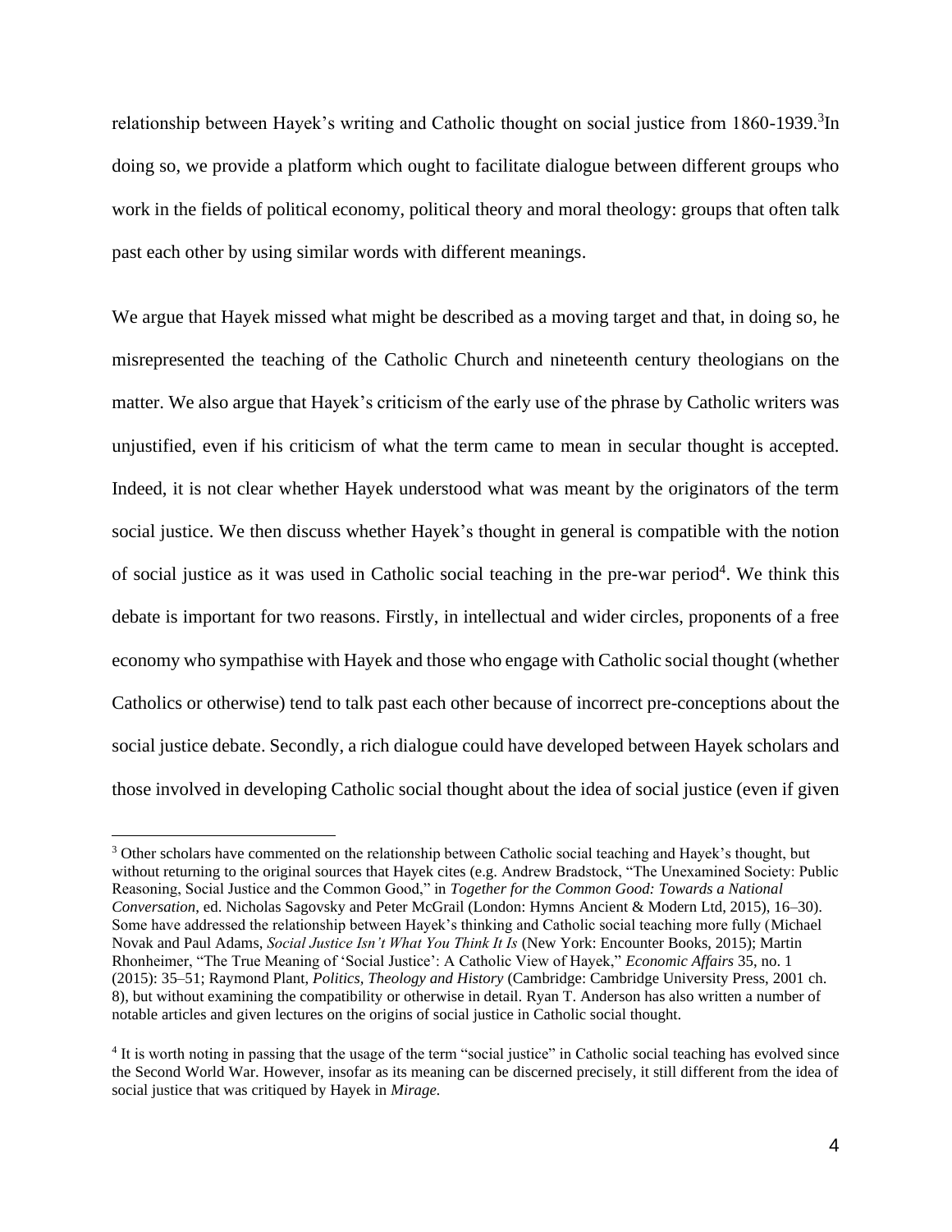relationship between Hayek's writing and Catholic thought on social justice from 1860-1939.[3]In doing so, we provide a platform which ought to facilitate dialogue between different groups who work in the fields of political economy, political theory and moral theology: groups that often talk past each other by using similar words with different meanings.

We argue that Hayek missed what might be described as a moving target and that, in doing so, he misrepresented the teaching of the Catholic Church and nineteenth century theologians on the matter. We also argue that Hayek's criticism of the early use of the phrase by Catholic writers was unjustified, even if his criticism of what the term came to mean in secular thought is accepted. Indeed, it is not clear whether Hayek understood what was meant by the originators of the term social justice. We then discuss whether Hayek's thought in general is compatible with the notion of social justice as it was used in Catholic social teaching in the pre-war period[4]. We think this debate is important for two reasons. Firstly, in intellectual and wider circles, proponents of a free economy who sympathise with Hayek and those who engage with Catholic social thought (whether Catholics or otherwise) tend to talk past each other because of incorrect pre-conceptions about the social justice debate. Secondly, a rich dialogue could have developed between Hayek scholars and those involved in developing Catholic social thought about the idea of social justice (even if given

[3] Other scholars have commented on the relationship between Catholic social teaching and Hayek's thought, but without returning to the original sources that Hayek cites (e.g. Andrew Bradstock, "The Unexamined Society: Public Reasoning, Social Justice and the Common Good," in *Together for the Common Good: Towards a National Conversation*, ed. Nicholas Sagovsky and Peter McGrail (London: Hymns Ancient & Modern Ltd, 2015), 16–30). Some have addressed the relationship between Hayek's thinking and Catholic social teaching more fully (Michael Novak and Paul Adams, *Social Justice Isn't What You Think It Is* (New York: Encounter Books, 2015); Martin Rhonheimer, "The True Meaning of 'Social Justice': A Catholic View of Hayek," *Economic Affairs* 35, no. 1 (2015): 35–51; Raymond Plant, *Politics, Theology and History* (Cambridge: Cambridge University Press, 2001 ch. 8), but without examining the compatibility or otherwise in detail. Ryan T. Anderson has also written a number of notable articles and given lectures on the origins of social justice in Catholic social thought.

[4] It is worth noting in passing that the usage of the term "social justice" in Catholic social teaching has evolved since the Second World War. However, insofar as its meaning can be discerned precisely, it still different from the idea of social justice that was critiqued by Hayek in *Mirage*.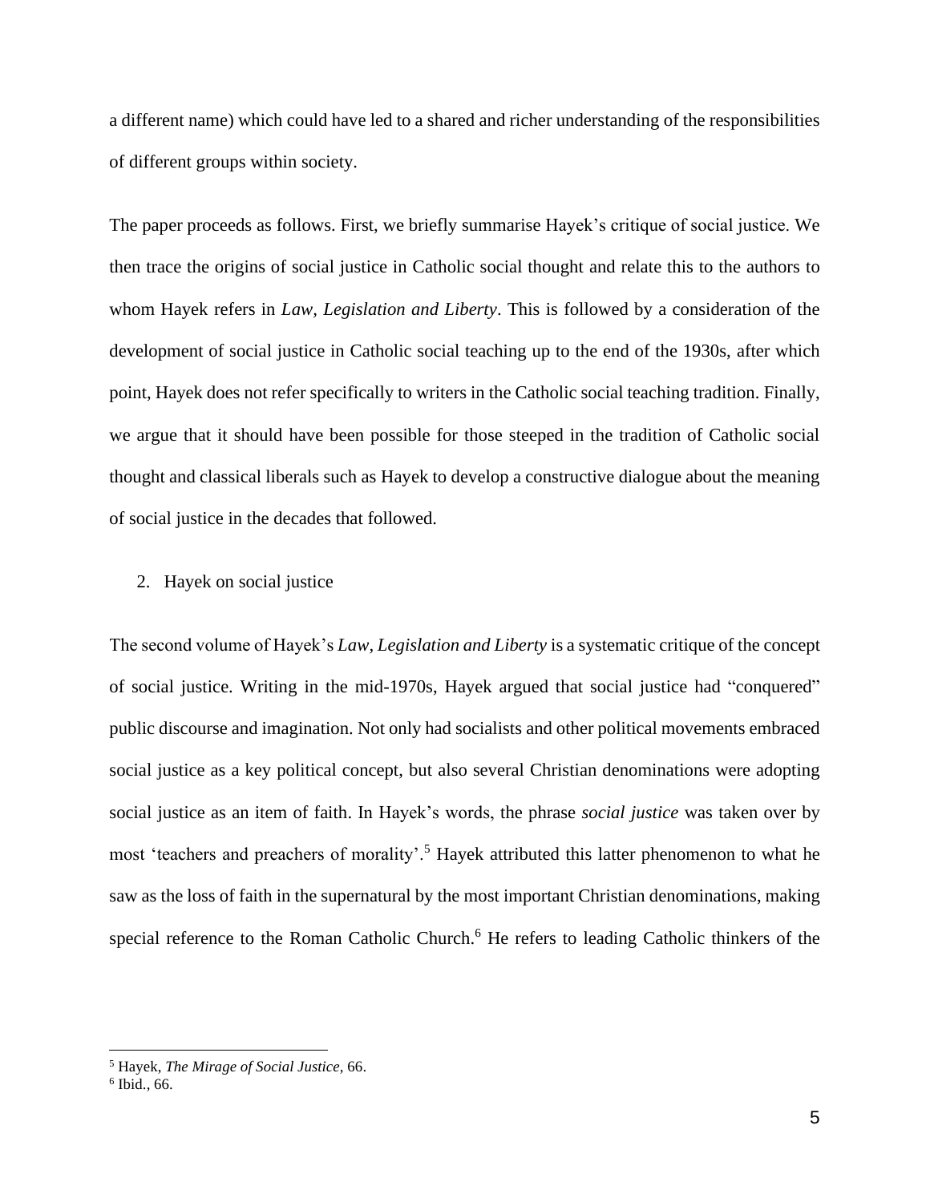a different name) which could have led to a shared and richer understanding of the responsibilities of different groups within society.

The paper proceeds as follows. First, we briefly summarise Hayek's critique of social justice. We then trace the origins of social justice in Catholic social thought and relate this to the authors to whom Hayek refers in *Law, Legislation and Liberty*. This is followed by a consideration of the development of social justice in Catholic social teaching up to the end of the 1930s, after which point, Hayek does not refer specifically to writers in the Catholic social teaching tradition. Finally, we argue that it should have been possible for those steeped in the tradition of Catholic social thought and classical liberals such as Hayek to develop a constructive dialogue about the meaning of social justice in the decades that followed.

## 2. Hayek on social justice

The second volume of Hayek's *Law, Legislation and Liberty* is a systematic critique of the concept of social justice. Writing in the mid-1970s, Hayek argued that social justice had "conquered" public discourse and imagination. Not only had socialists and other political movements embraced social justice as a key political concept, but also several Christian denominations were adopting social justice as an item of faith. In Hayek's words, the phrase *social justice* was taken over by most 'teachers and preachers of morality'.[5] Hayek attributed this latter phenomenon to what he saw as the loss of faith in the supernatural by the most important Christian denominations, making special reference to the Roman Catholic Church.[6] He refers to leading Catholic thinkers of the

---

[5] Hayek, *The Mirage of Social Justice*, 66.

[6] Ibid., 66.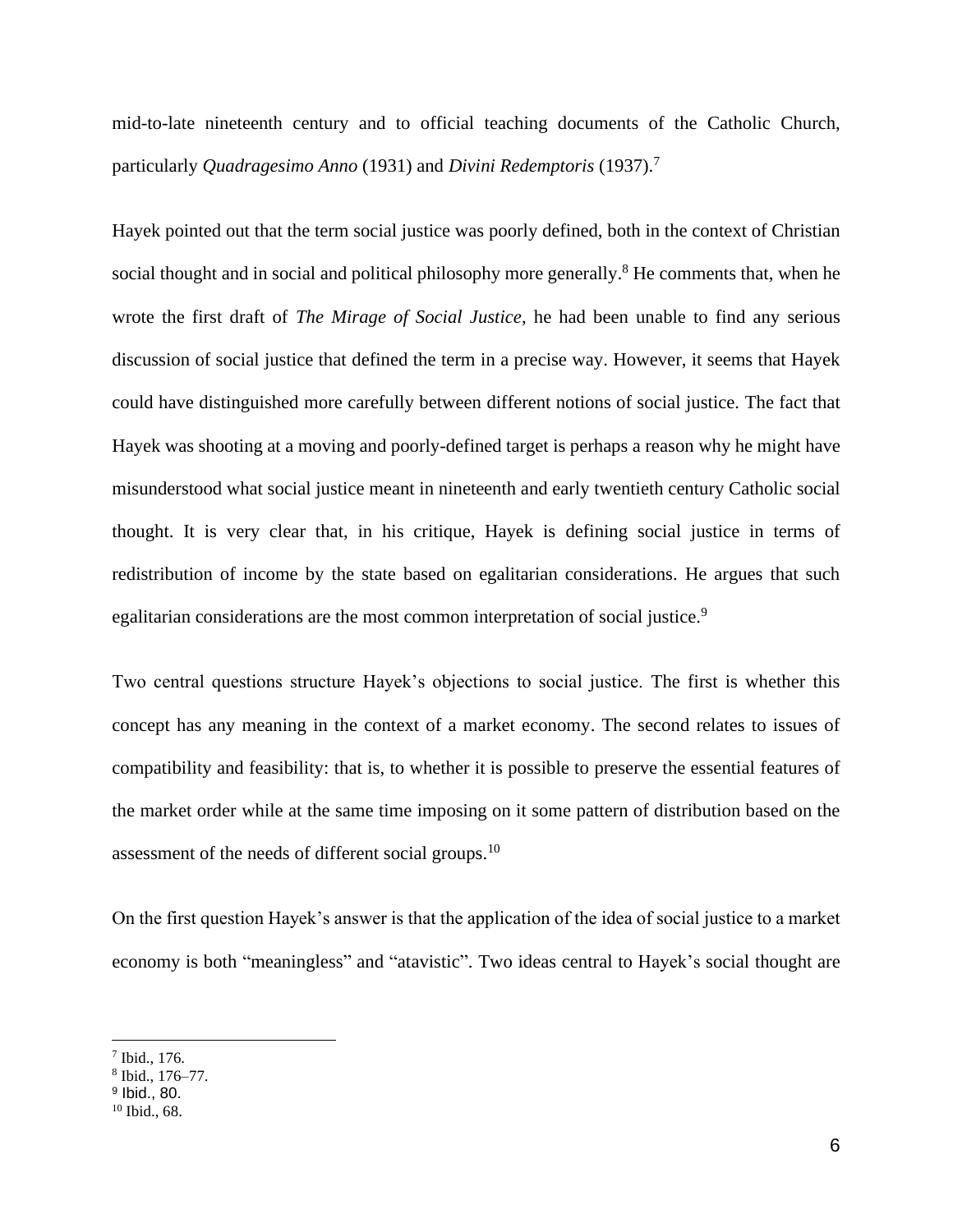mid-to-late nineteenth century and to official teaching documents of the Catholic Church, particularly *Quadragesimo Anno* (1931) and *Divini Redemptoris* (1937).[7]

Hayek pointed out that the term social justice was poorly defined, both in the context of Christian social thought and in social and political philosophy more generally.[8] He comments that, when he wrote the first draft of *The Mirage of Social Justice*, he had been unable to find any serious discussion of social justice that defined the term in a precise way. However, it seems that Hayek could have distinguished more carefully between different notions of social justice. The fact that Hayek was shooting at a moving and poorly-defined target is perhaps a reason why he might have misunderstood what social justice meant in nineteenth and early twentieth century Catholic social thought. It is very clear that, in his critique, Hayek is defining social justice in terms of redistribution of income by the state based on egalitarian considerations. He argues that such egalitarian considerations are the most common interpretation of social justice.[9]

Two central questions structure Hayek's objections to social justice. The first is whether this concept has any meaning in the context of a market economy. The second relates to issues of compatibility and feasibility: that is, to whether it is possible to preserve the essential features of the market order while at the same time imposing on it some pattern of distribution based on the assessment of the needs of different social groups.[10]

On the first question Hayek's answer is that the application of the idea of social justice to a market economy is both "meaningless" and "atavistic". Two ideas central to Hayek's social thought are

---

[7] Ibid., 176.
[8] Ibid., 176–77.
[9] Ibid., 80.
[10] Ibid., 68.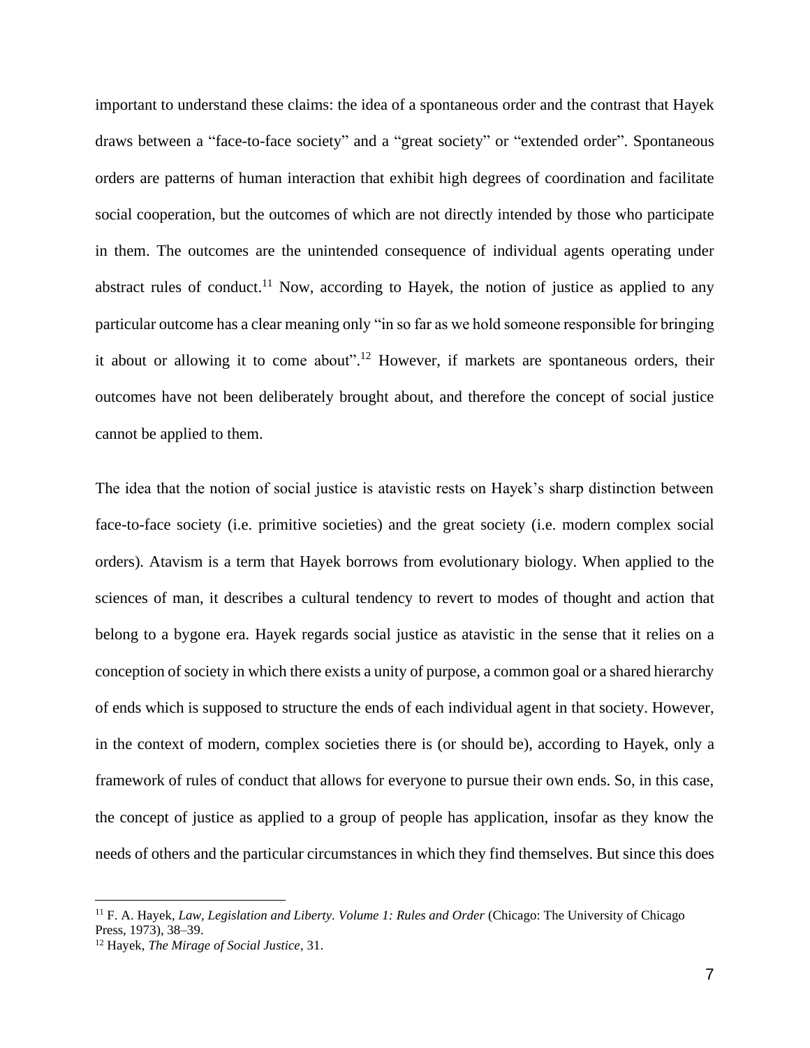important to understand these claims: the idea of a spontaneous order and the contrast that Hayek draws between a "face-to-face society" and a "great society" or "extended order". Spontaneous orders are patterns of human interaction that exhibit high degrees of coordination and facilitate social cooperation, but the outcomes of which are not directly intended by those who participate in them. The outcomes are the unintended consequence of individual agents operating under abstract rules of conduct.[11] Now, according to Hayek, the notion of justice as applied to any particular outcome has a clear meaning only "in so far as we hold someone responsible for bringing it about or allowing it to come about".[12] However, if markets are spontaneous orders, their outcomes have not been deliberately brought about, and therefore the concept of social justice cannot be applied to them.

The idea that the notion of social justice is atavistic rests on Hayek's sharp distinction between face-to-face society (i.e. primitive societies) and the great society (i.e. modern complex social orders). Atavism is a term that Hayek borrows from evolutionary biology. When applied to the sciences of man, it describes a cultural tendency to revert to modes of thought and action that belong to a bygone era. Hayek regards social justice as atavistic in the sense that it relies on a conception of society in which there exists a unity of purpose, a common goal or a shared hierarchy of ends which is supposed to structure the ends of each individual agent in that society. However, in the context of modern, complex societies there is (or should be), according to Hayek, only a framework of rules of conduct that allows for everyone to pursue their own ends. So, in this case, the concept of justice as applied to a group of people has application, insofar as they know the needs of others and the particular circumstances in which they find themselves. But since this does

---

[11] F. A. Hayek, *Law, Legislation and Liberty. Volume 1: Rules and Order* (Chicago: The University of Chicago Press, 1973), 38–39.

[12] Hayek, *The Mirage of Social Justice*, 31.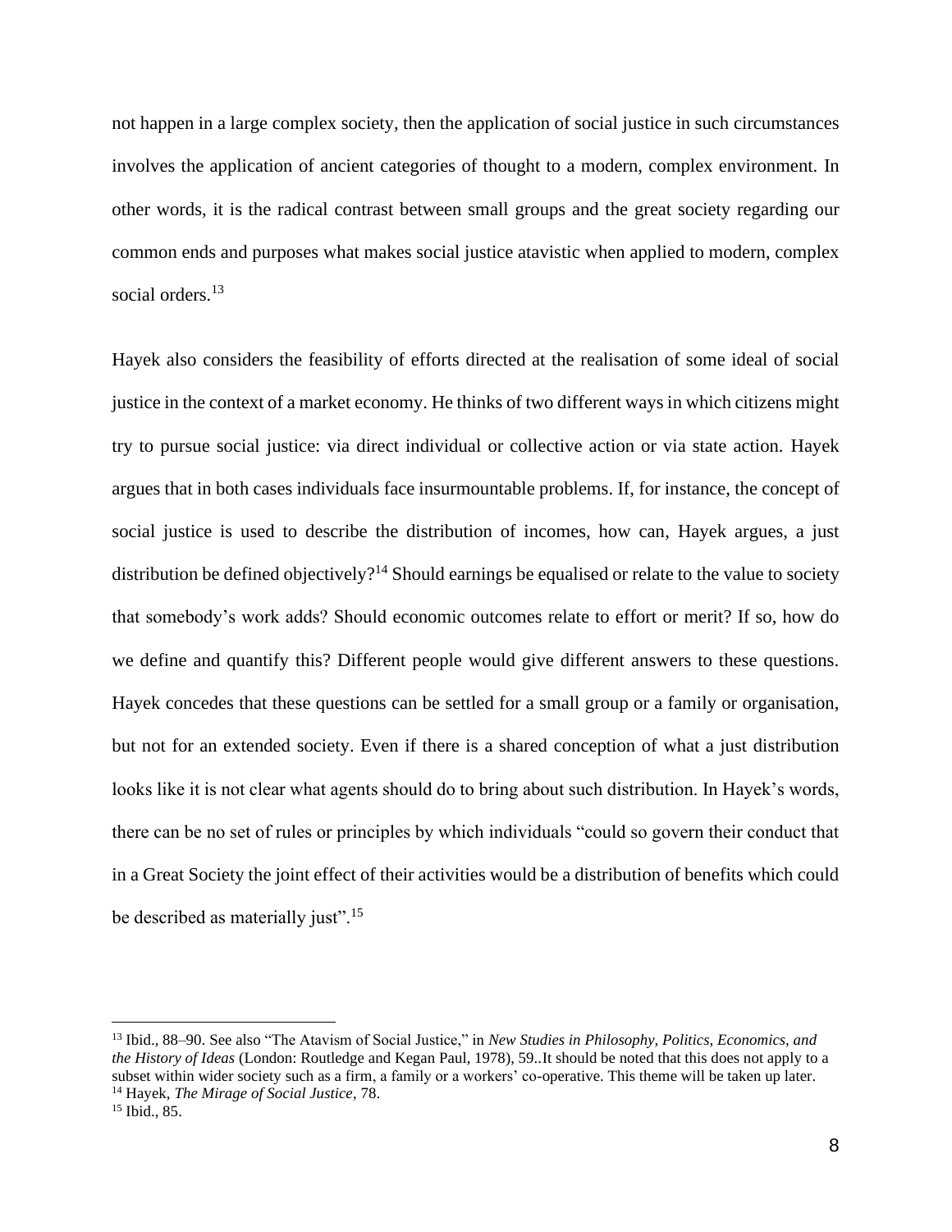not happen in a large complex society, then the application of social justice in such circumstances involves the application of ancient categories of thought to a modern, complex environment. In other words, it is the radical contrast between small groups and the great society regarding our common ends and purposes what makes social justice atavistic when applied to modern, complex social orders.[13]

Hayek also considers the feasibility of efforts directed at the realisation of some ideal of social justice in the context of a market economy. He thinks of two different ways in which citizens might try to pursue social justice: via direct individual or collective action or via state action. Hayek argues that in both cases individuals face insurmountable problems. If, for instance, the concept of social justice is used to describe the distribution of incomes, how can, Hayek argues, a just distribution be defined objectively?[14] Should earnings be equalised or relate to the value to society that somebody's work adds? Should economic outcomes relate to effort or merit? If so, how do we define and quantify this? Different people would give different answers to these questions. Hayek concedes that these questions can be settled for a small group or a family or organisation, but not for an extended society. Even if there is a shared conception of what a just distribution looks like it is not clear what agents should do to bring about such distribution. In Hayek's words, there can be no set of rules or principles by which individuals "could so govern their conduct that in a Great Society the joint effect of their activities would be a distribution of benefits which could be described as materially just".[15]

---

[13] Ibid., 88–90. See also "The Atavism of Social Justice," in *New Studies in Philosophy, Politics, Economics, and the History of Ideas* (London: Routledge and Kegan Paul, 1978), 59..It should be noted that this does not apply to a subset within wider society such as a firm, a family or a workers' co-operative. This theme will be taken up later.

[14] Hayek, *The Mirage of Social Justice*, 78.

[15] Ibid., 85.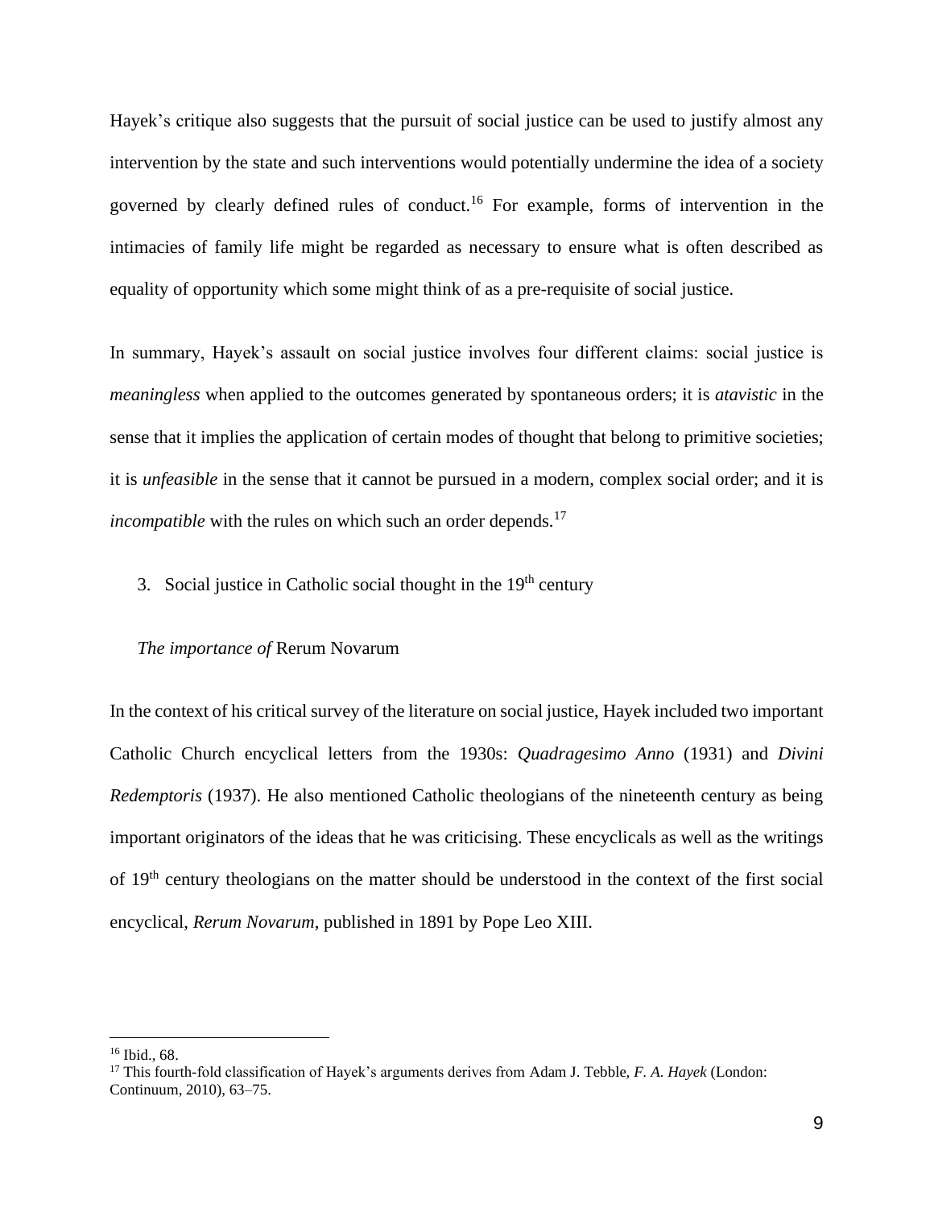Hayek's critique also suggests that the pursuit of social justice can be used to justify almost any intervention by the state and such interventions would potentially undermine the idea of a society governed by clearly defined rules of conduct.[16] For example, forms of intervention in the intimacies of family life might be regarded as necessary to ensure what is often described as equality of opportunity which some might think of as a pre-requisite of social justice.

In summary, Hayek's assault on social justice involves four different claims: social justice is *meaningless* when applied to the outcomes generated by spontaneous orders; it is *atavistic* in the sense that it implies the application of certain modes of thought that belong to primitive societies; it is *unfeasible* in the sense that it cannot be pursued in a modern, complex social order; and it is *incompatible* with the rules on which such an order depends.[17]

## 3. Social justice in Catholic social thought in the 19th century

### *The importance of* Rerum Novarum

In the context of his critical survey of the literature on social justice, Hayek included two important Catholic Church encyclical letters from the 1930s: *Quadragesimo Anno* (1931) and *Divini Redemptoris* (1937). He also mentioned Catholic theologians of the nineteenth century as being important originators of the ideas that he was criticising. These encyclicals as well as the writings of 19th century theologians on the matter should be understood in the context of the first social encyclical, *Rerum Novarum*, published in 1891 by Pope Leo XIII.

---

[16] Ibid., 68.

[17] This fourth-fold classification of Hayek's arguments derives from Adam J. Tebble, *F. A. Hayek* (London: Continuum, 2010), 63–75.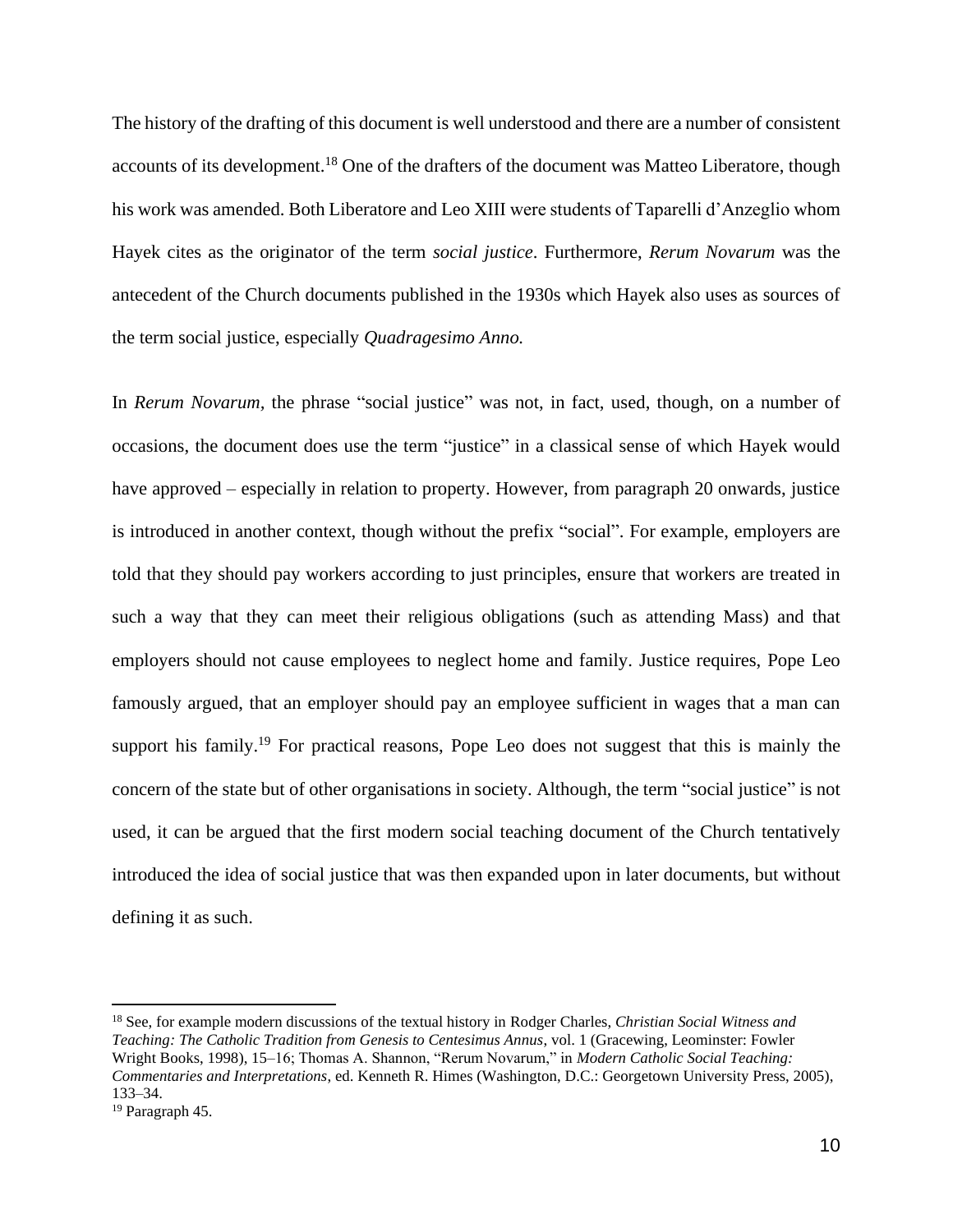The history of the drafting of this document is well understood and there are a number of consistent accounts of its development.[18] One of the drafters of the document was Matteo Liberatore, though his work was amended. Both Liberatore and Leo XIII were students of Taparelli d'Anzeglio whom Hayek cites as the originator of the term *social justice*. Furthermore, *Rerum Novarum* was the antecedent of the Church documents published in the 1930s which Hayek also uses as sources of the term social justice, especially *Quadragesimo Anno.*

In *Rerum Novarum,* the phrase "social justice" was not, in fact, used, though, on a number of occasions, the document does use the term "justice" in a classical sense of which Hayek would have approved – especially in relation to property. However, from paragraph 20 onwards, justice is introduced in another context, though without the prefix "social". For example, employers are told that they should pay workers according to just principles, ensure that workers are treated in such a way that they can meet their religious obligations (such as attending Mass) and that employers should not cause employees to neglect home and family. Justice requires, Pope Leo famously argued, that an employer should pay an employee sufficient in wages that a man can support his family.[19] For practical reasons, Pope Leo does not suggest that this is mainly the concern of the state but of other organisations in society. Although, the term "social justice" is not used, it can be argued that the first modern social teaching document of the Church tentatively introduced the idea of social justice that was then expanded upon in later documents, but without defining it as such.

---

[18] See, for example modern discussions of the textual history in Rodger Charles, *Christian Social Witness and Teaching: The Catholic Tradition from Genesis to Centesimus Annus*, vol. 1 (Gracewing, Leominster: Fowler Wright Books, 1998), 15–16; Thomas A. Shannon, "Rerum Novarum," in *Modern Catholic Social Teaching: Commentaries and Interpretations*, ed. Kenneth R. Himes (Washington, D.C.: Georgetown University Press, 2005), 133–34.

[19] Paragraph 45.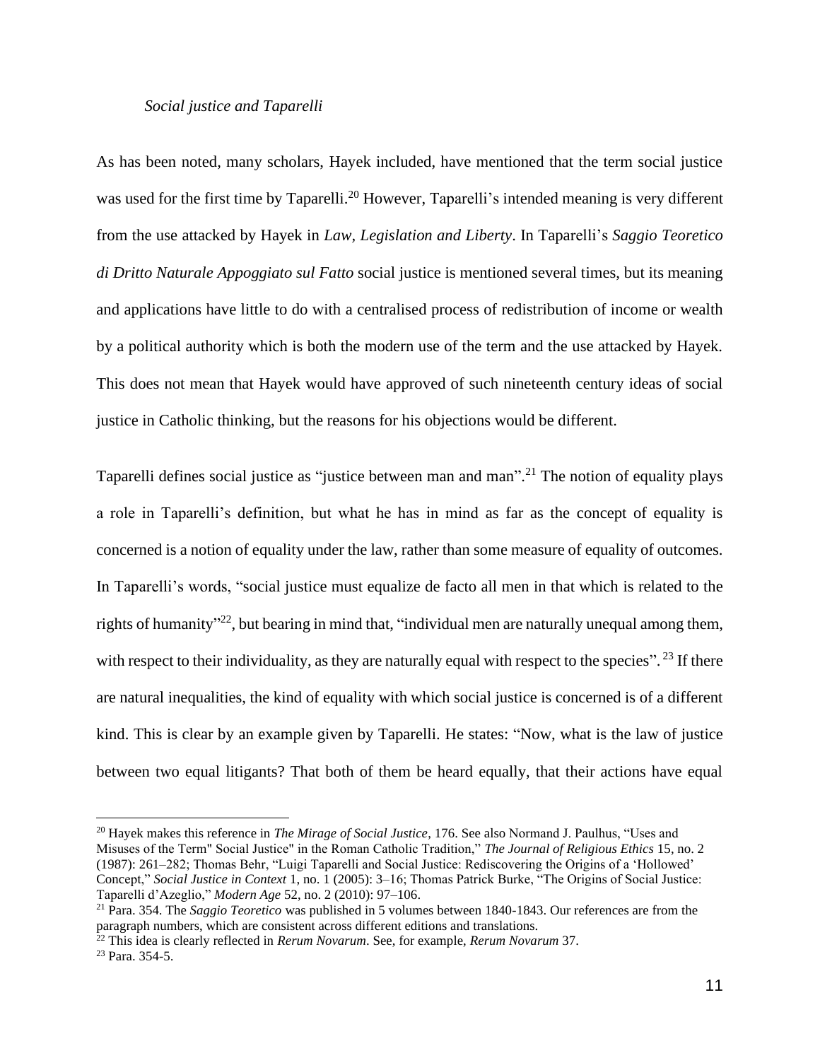*Social justice and Taparelli*

As has been noted, many scholars, Hayek included, have mentioned that the term social justice was used for the first time by Taparelli.[20] However, Taparelli's intended meaning is very different from the use attacked by Hayek in *Law, Legislation and Liberty*. In Taparelli's *Saggio Teoretico di Dritto Naturale Appoggiato sul Fatto* social justice is mentioned several times, but its meaning and applications have little to do with a centralised process of redistribution of income or wealth by a political authority which is both the modern use of the term and the use attacked by Hayek. This does not mean that Hayek would have approved of such nineteenth century ideas of social justice in Catholic thinking, but the reasons for his objections would be different.

Taparelli defines social justice as "justice between man and man".[21] The notion of equality plays a role in Taparelli's definition, but what he has in mind as far as the concept of equality is concerned is a notion of equality under the law, rather than some measure of equality of outcomes. In Taparelli's words, "social justice must equalize de facto all men in that which is related to the rights of humanity"[22], but bearing in mind that, "individual men are naturally unequal among them, with respect to their individuality, as they are naturally equal with respect to the species". [23] If there are natural inequalities, the kind of equality with which social justice is concerned is of a different kind. This is clear by an example given by Taparelli. He states: "Now, what is the law of justice between two equal litigants? That both of them be heard equally, that their actions have equal

---

[20] Hayek makes this reference in *The Mirage of Social Justice*, 176. See also Normand J. Paulhus, "Uses and Misuses of the Term" Social Justice" in the Roman Catholic Tradition," *The Journal of Religious Ethics* 15, no. 2 (1987): 261–282; Thomas Behr, "Luigi Taparelli and Social Justice: Rediscovering the Origins of a 'Hollowed' Concept," *Social Justice in Context* 1, no. 1 (2005): 3–16; Thomas Patrick Burke, "The Origins of Social Justice: Taparelli d'Azeglio," *Modern Age* 52, no. 2 (2010): 97–106.

[21] Para. 354. The *Saggio Teoretico* was published in 5 volumes between 1840-1843. Our references are from the paragraph numbers, which are consistent across different editions and translations.

[22] This idea is clearly reflected in *Rerum Novarum*. See, for example, *Rerum Novarum* 37.

[23] Para. 354-5.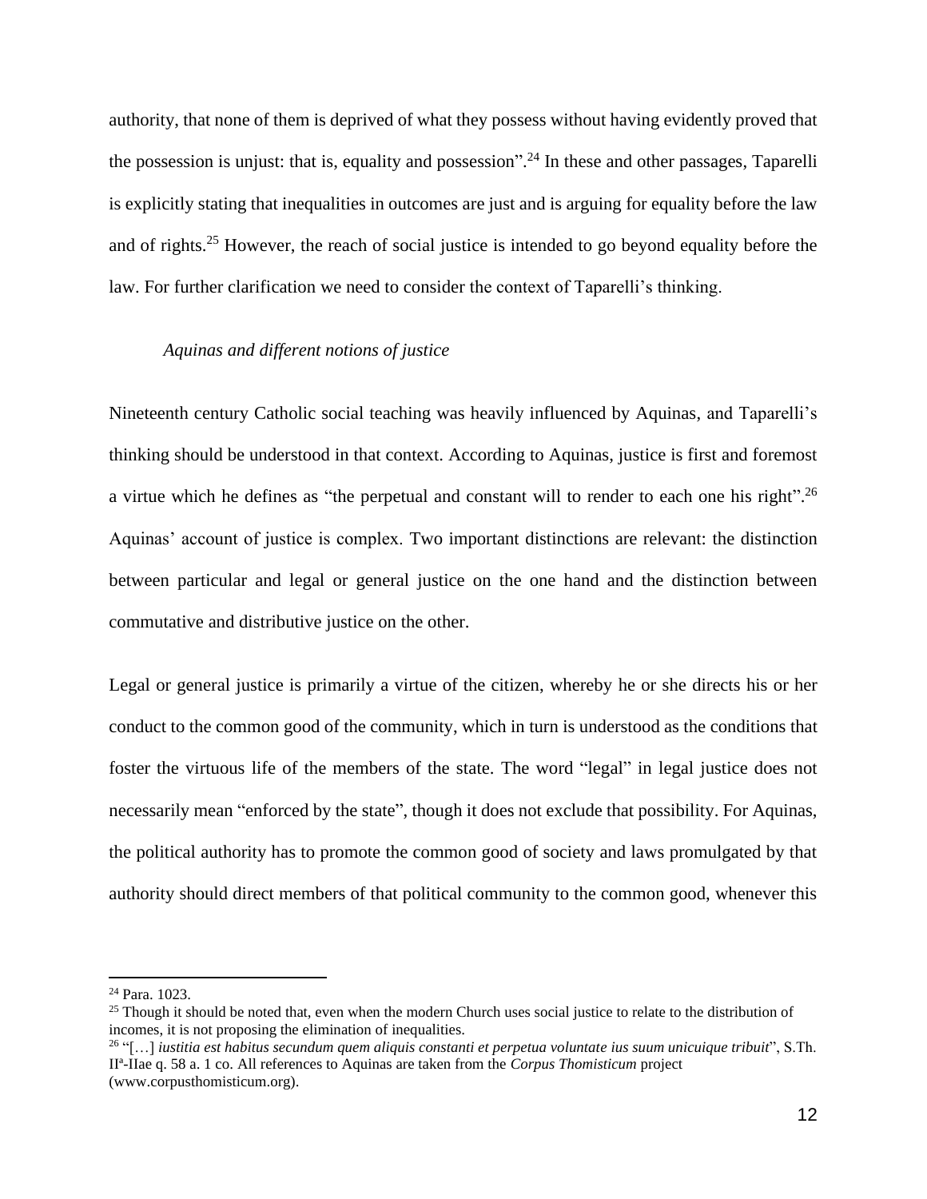authority, that none of them is deprived of what they possess without having evidently proved that the possession is unjust: that is, equality and possession".[24] In these and other passages, Taparelli is explicitly stating that inequalities in outcomes are just and is arguing for equality before the law and of rights.[25] However, the reach of social justice is intended to go beyond equality before the law. For further clarification we need to consider the context of Taparelli's thinking.

*Aquinas and different notions of justice*

Nineteenth century Catholic social teaching was heavily influenced by Aquinas, and Taparelli's thinking should be understood in that context. According to Aquinas, justice is first and foremost a virtue which he defines as "the perpetual and constant will to render to each one his right".[26] Aquinas' account of justice is complex. Two important distinctions are relevant: the distinction between particular and legal or general justice on the one hand and the distinction between commutative and distributive justice on the other.

Legal or general justice is primarily a virtue of the citizen, whereby he or she directs his or her conduct to the common good of the community, which in turn is understood as the conditions that foster the virtuous life of the members of the state. The word "legal" in legal justice does not necessarily mean "enforced by the state", though it does not exclude that possibility. For Aquinas, the political authority has to promote the common good of society and laws promulgated by that authority should direct members of that political community to the common good, whenever this

---

[24] Para. 1023.

[25] Though it should be noted that, even when the modern Church uses social justice to relate to the distribution of incomes, it is not proposing the elimination of inequalities.

[26] "[…] *iustitia est habitus secundum quem aliquis constanti et perpetua voluntate ius suum unicuique tribuit*", S.Th. IIª-IIae q. 58 a. 1 co. All references to Aquinas are taken from the *Corpus Thomisticum* project (www.corpusthomisticum.org).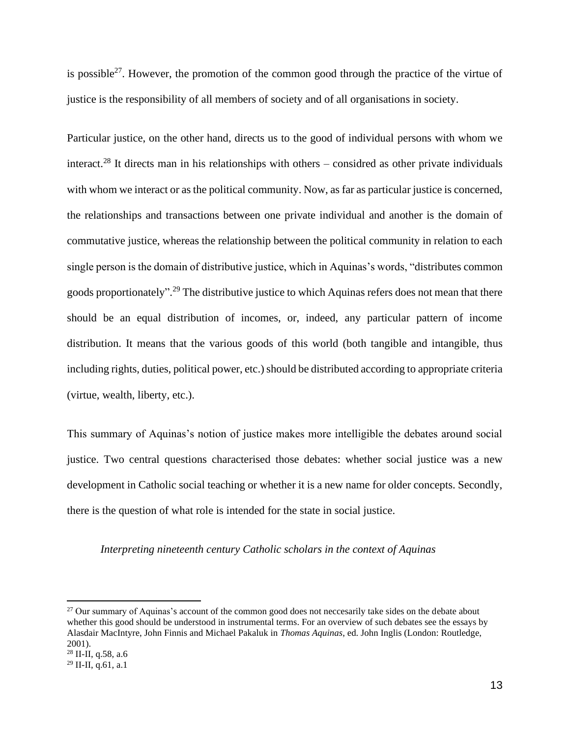is possible[27]. However, the promotion of the common good through the practice of the virtue of justice is the responsibility of all members of society and of all organisations in society.

Particular justice, on the other hand, directs us to the good of individual persons with whom we interact.[28] It directs man in his relationships with others – considred as other private individuals with whom we interact or as the political community. Now, as far as particular justice is concerned, the relationships and transactions between one private individual and another is the domain of commutative justice, whereas the relationship between the political community in relation to each single person is the domain of distributive justice, which in Aquinas's words, "distributes common goods proportionately".[29] The distributive justice to which Aquinas refers does not mean that there should be an equal distribution of incomes, or, indeed, any particular pattern of income distribution. It means that the various goods of this world (both tangible and intangible, thus including rights, duties, political power, etc.) should be distributed according to appropriate criteria (virtue, wealth, liberty, etc.).

This summary of Aquinas's notion of justice makes more intelligible the debates around social justice. Two central questions characterised those debates: whether social justice was a new development in Catholic social teaching or whether it is a new name for older concepts. Secondly, there is the question of what role is intended for the state in social justice.

### *Interpreting nineteenth century Catholic scholars in the context of Aquinas*

---

[27] Our summary of Aquinas's account of the common good does not neccesarily take sides on the debate about whether this good should be understood in instrumental terms. For an overview of such debates see the essays by Alasdair MacIntyre, John Finnis and Michael Pakaluk in *Thomas Aquinas*, ed. John Inglis (London: Routledge, 2001).

[28] II-II, q.58, a.6

[29] II-II, q.61, a.1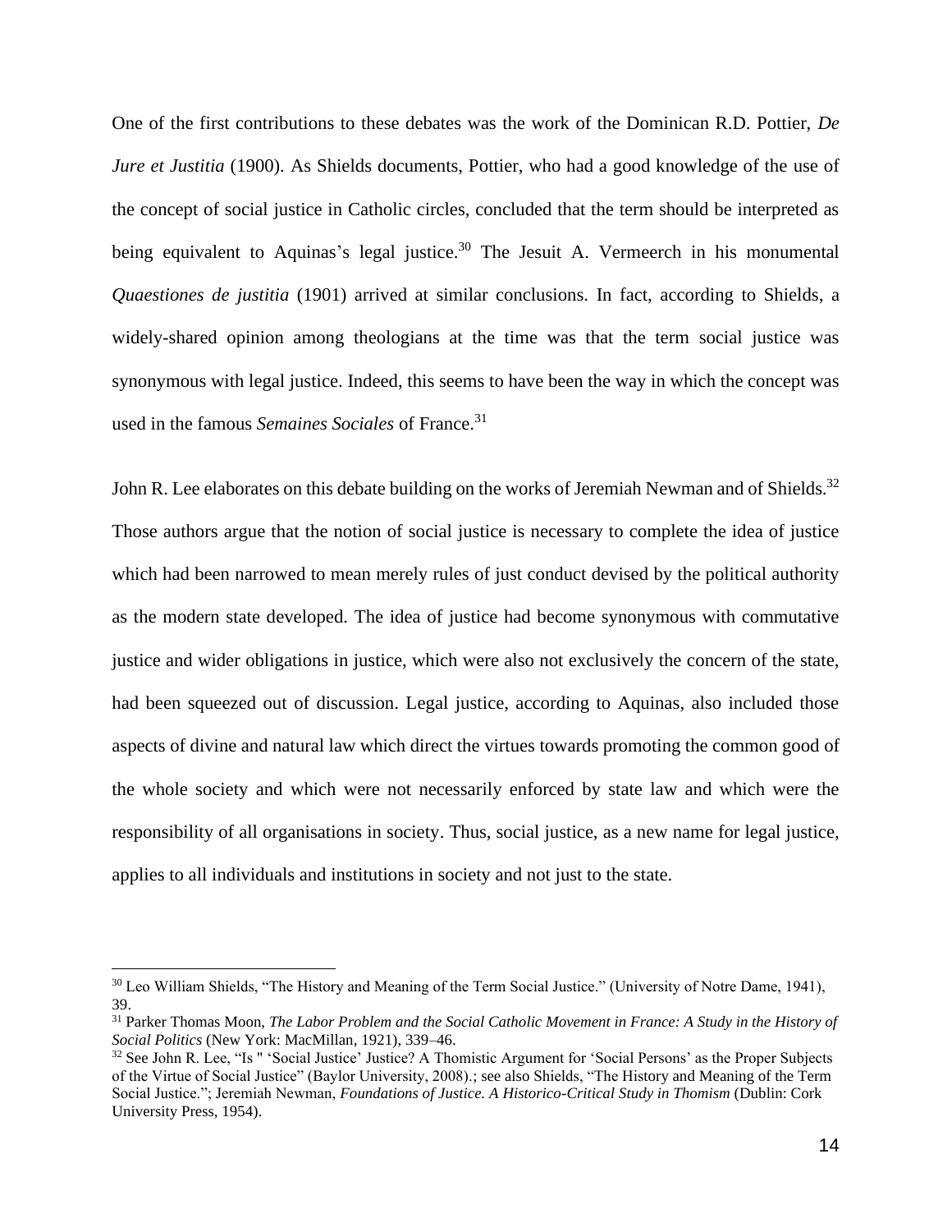One of the first contributions to these debates was the work of the Dominican R.D. Pottier, *De Jure et Justitia* (1900). As Shields documents, Pottier, who had a good knowledge of the use of the concept of social justice in Catholic circles, concluded that the term should be interpreted as being equivalent to Aquinas's legal justice.[30] The Jesuit A. Vermeerch in his monumental *Quaestiones de justitia* (1901) arrived at similar conclusions. In fact, according to Shields, a widely-shared opinion among theologians at the time was that the term social justice was synonymous with legal justice. Indeed, this seems to have been the way in which the concept was used in the famous *Semaines Sociales* of France.[31]

John R. Lee elaborates on this debate building on the works of Jeremiah Newman and of Shields.[32] Those authors argue that the notion of social justice is necessary to complete the idea of justice which had been narrowed to mean merely rules of just conduct devised by the political authority as the modern state developed. The idea of justice had become synonymous with commutative justice and wider obligations in justice, which were also not exclusively the concern of the state, had been squeezed out of discussion. Legal justice, according to Aquinas, also included those aspects of divine and natural law which direct the virtues towards promoting the common good of the whole society and which were not necessarily enforced by state law and which were the responsibility of all organisations in society. Thus, social justice, as a new name for legal justice, applies to all individuals and institutions in society and not just to the state.

---

[30] Leo William Shields, "The History and Meaning of the Term Social Justice." (University of Notre Dame, 1941), 39.

[31] Parker Thomas Moon, *The Labor Problem and the Social Catholic Movement in France: A Study in the History of Social Politics* (New York: MacMillan, 1921), 339–46.

[32] See John R. Lee, "Is " 'Social Justice' Justice? A Thomistic Argument for 'Social Persons' as the Proper Subjects of the Virtue of Social Justice" (Baylor University, 2008).; see also Shields, "The History and Meaning of the Term Social Justice."; Jeremiah Newman, *Foundations of Justice. A Historico-Critical Study in Thomism* (Dublin: Cork University Press, 1954).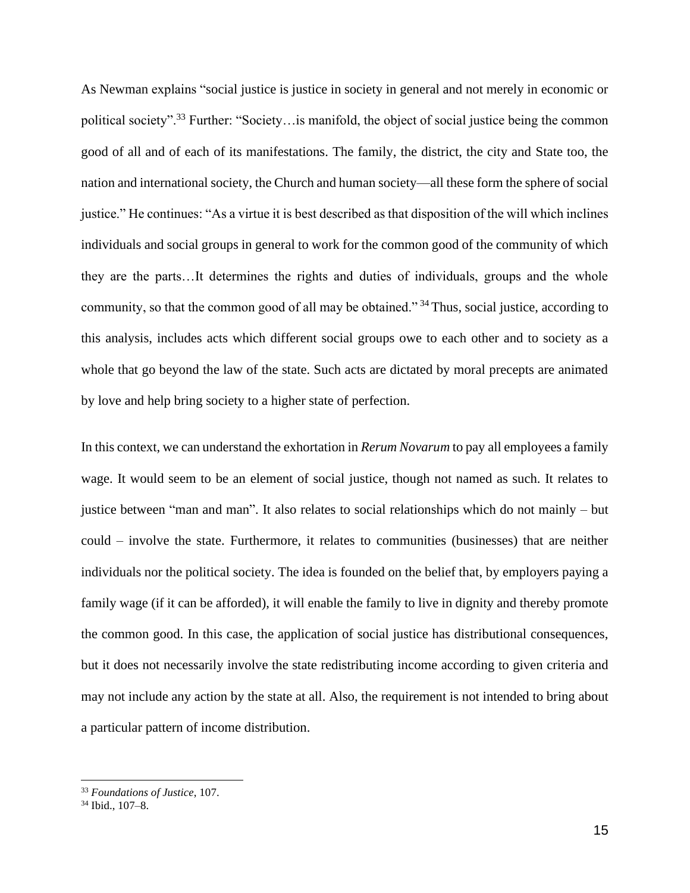As Newman explains "social justice is justice in society in general and not merely in economic or political society".[33] Further: "Society…is manifold, the object of social justice being the common good of all and of each of its manifestations. The family, the district, the city and State too, the nation and international society, the Church and human society—all these form the sphere of social justice." He continues: "As a virtue it is best described as that disposition of the will which inclines individuals and social groups in general to work for the common good of the community of which they are the parts…It determines the rights and duties of individuals, groups and the whole community, so that the common good of all may be obtained."[34] Thus, social justice, according to this analysis, includes acts which different social groups owe to each other and to society as a whole that go beyond the law of the state. Such acts are dictated by moral precepts are animated by love and help bring society to a higher state of perfection.

In this context, we can understand the exhortation in *Rerum Novarum* to pay all employees a family wage. It would seem to be an element of social justice, though not named as such. It relates to justice between "man and man". It also relates to social relationships which do not mainly – but could – involve the state. Furthermore, it relates to communities (businesses) that are neither individuals nor the political society. The idea is founded on the belief that, by employers paying a family wage (if it can be afforded), it will enable the family to live in dignity and thereby promote the common good. In this case, the application of social justice has distributional consequences, but it does not necessarily involve the state redistributing income according to given criteria and may not include any action by the state at all. Also, the requirement is not intended to bring about a particular pattern of income distribution.

[33] *Foundations of Justice*, 107.

[34] Ibid., 107–8.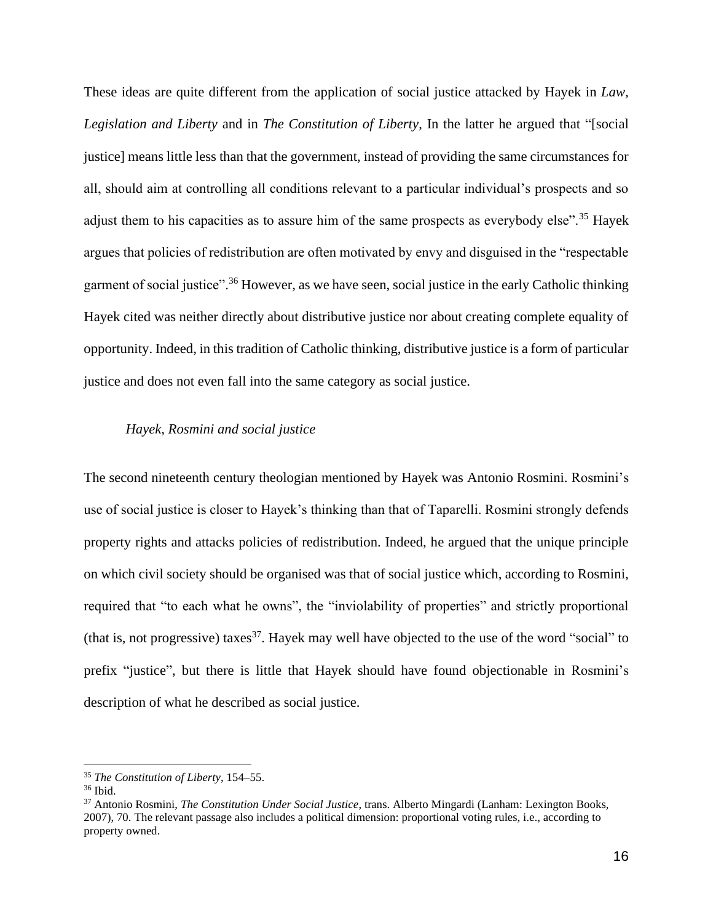These ideas are quite different from the application of social justice attacked by Hayek in *Law, Legislation and Liberty* and in *The Constitution of Liberty*, In the latter he argued that "[social justice] means little less than that the government, instead of providing the same circumstances for all, should aim at controlling all conditions relevant to a particular individual's prospects and so adjust them to his capacities as to assure him of the same prospects as everybody else".[35] Hayek argues that policies of redistribution are often motivated by envy and disguised in the "respectable garment of social justice".[36] However, as we have seen, social justice in the early Catholic thinking Hayek cited was neither directly about distributive justice nor about creating complete equality of opportunity. Indeed, in this tradition of Catholic thinking, distributive justice is a form of particular justice and does not even fall into the same category as social justice.

### *Hayek, Rosmini and social justice*

The second nineteenth century theologian mentioned by Hayek was Antonio Rosmini. Rosmini's use of social justice is closer to Hayek's thinking than that of Taparelli. Rosmini strongly defends property rights and attacks policies of redistribution. Indeed, he argued that the unique principle on which civil society should be organised was that of social justice which, according to Rosmini, required that "to each what he owns", the "inviolability of properties" and strictly proportional (that is, not progressive) taxes[37]. Hayek may well have objected to the use of the word "social" to prefix "justice", but there is little that Hayek should have found objectionable in Rosmini's description of what he described as social justice.

---

[35] *The Constitution of Liberty*, 154–55.

[36] Ibid.

[37] Antonio Rosmini, *The Constitution Under Social Justice*, trans. Alberto Mingardi (Lanham: Lexington Books, 2007), 70. The relevant passage also includes a political dimension: proportional voting rules, i.e., according to property owned.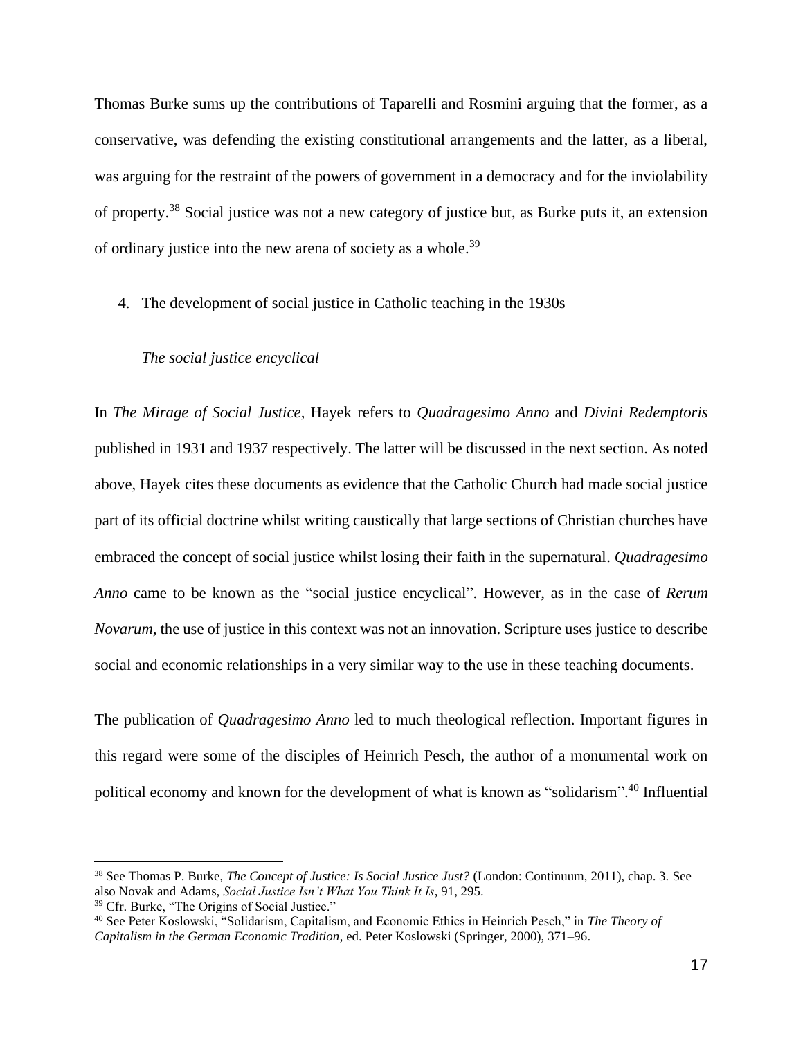Thomas Burke sums up the contributions of Taparelli and Rosmini arguing that the former, as a conservative, was defending the existing constitutional arrangements and the latter, as a liberal, was arguing for the restraint of the powers of government in a democracy and for the inviolability of property.[38] Social justice was not a new category of justice but, as Burke puts it, an extension of ordinary justice into the new arena of society as a whole.[39]

4. The development of social justice in Catholic teaching in the 1930s

*The social justice encyclical*

In *The Mirage of Social Justice*, Hayek refers to *Quadragesimo Anno* and *Divini Redemptoris* published in 1931 and 1937 respectively. The latter will be discussed in the next section. As noted above, Hayek cites these documents as evidence that the Catholic Church had made social justice part of its official doctrine whilst writing caustically that large sections of Christian churches have embraced the concept of social justice whilst losing their faith in the supernatural. *Quadragesimo Anno* came to be known as the "social justice encyclical". However, as in the case of *Rerum Novarum*, the use of justice in this context was not an innovation. Scripture uses justice to describe social and economic relationships in a very similar way to the use in these teaching documents.

The publication of *Quadragesimo Anno* led to much theological reflection. Important figures in this regard were some of the disciples of Heinrich Pesch, the author of a monumental work on political economy and known for the development of what is known as "solidarism".[40] Influential

---

[38] See Thomas P. Burke, *The Concept of Justice: Is Social Justice Just?* (London: Continuum, 2011), chap. 3. See also Novak and Adams, *Social Justice Isn't What You Think It Is*, 91, 295.

[39] Cfr. Burke, "The Origins of Social Justice."

[40] See Peter Koslowski, "Solidarism, Capitalism, and Economic Ethics in Heinrich Pesch," in *The Theory of Capitalism in the German Economic Tradition*, ed. Peter Koslowski (Springer, 2000), 371–96.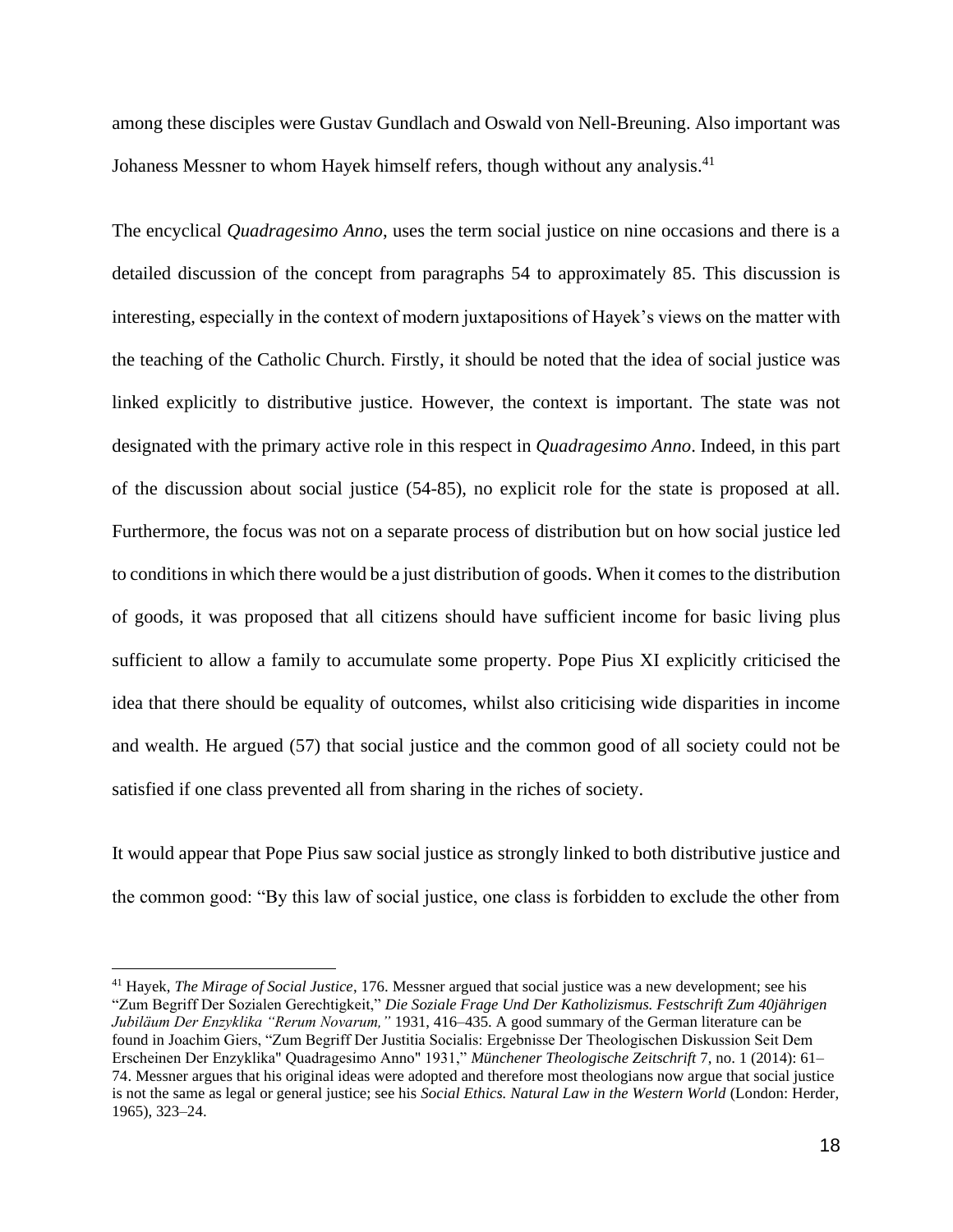among these disciples were Gustav Gundlach and Oswald von Nell-Breuning. Also important was Johaness Messner to whom Hayek himself refers, though without any analysis.[41]

The encyclical *Quadragesimo Anno*, uses the term social justice on nine occasions and there is a detailed discussion of the concept from paragraphs 54 to approximately 85. This discussion is interesting, especially in the context of modern juxtapositions of Hayek's views on the matter with the teaching of the Catholic Church. Firstly, it should be noted that the idea of social justice was linked explicitly to distributive justice. However, the context is important. The state was not designated with the primary active role in this respect in *Quadragesimo Anno*. Indeed, in this part of the discussion about social justice (54-85), no explicit role for the state is proposed at all. Furthermore, the focus was not on a separate process of distribution but on how social justice led to conditions in which there would be a just distribution of goods. When it comes to the distribution of goods, it was proposed that all citizens should have sufficient income for basic living plus sufficient to allow a family to accumulate some property. Pope Pius XI explicitly criticised the idea that there should be equality of outcomes, whilst also criticising wide disparities in income and wealth. He argued (57) that social justice and the common good of all society could not be satisfied if one class prevented all from sharing in the riches of society.

It would appear that Pope Pius saw social justice as strongly linked to both distributive justice and the common good: "By this law of social justice, one class is forbidden to exclude the other from

[41] Hayek, *The Mirage of Social Justice*, 176. Messner argued that social justice was a new development; see his "Zum Begriff Der Sozialen Gerechtigkeit," *Die Soziale Frage Und Der Katholizismus. Festschrift Zum 40jährigen Jubiläum Der Enzyklika "Rerum Novarum,"* 1931, 416–435. A good summary of the German literature can be found in Joachim Giers, "Zum Begriff Der Justitia Socialis: Ergebnisse Der Theologischen Diskussion Seit Dem Erscheinen Der Enzyklika" Quadragesimo Anno" 1931," *Münchener Theologische Zeitschrift* 7, no. 1 (2014): 61–74. Messner argues that his original ideas were adopted and therefore most theologians now argue that social justice is not the same as legal or general justice; see his *Social Ethics. Natural Law in the Western World* (London: Herder, 1965), 323–24.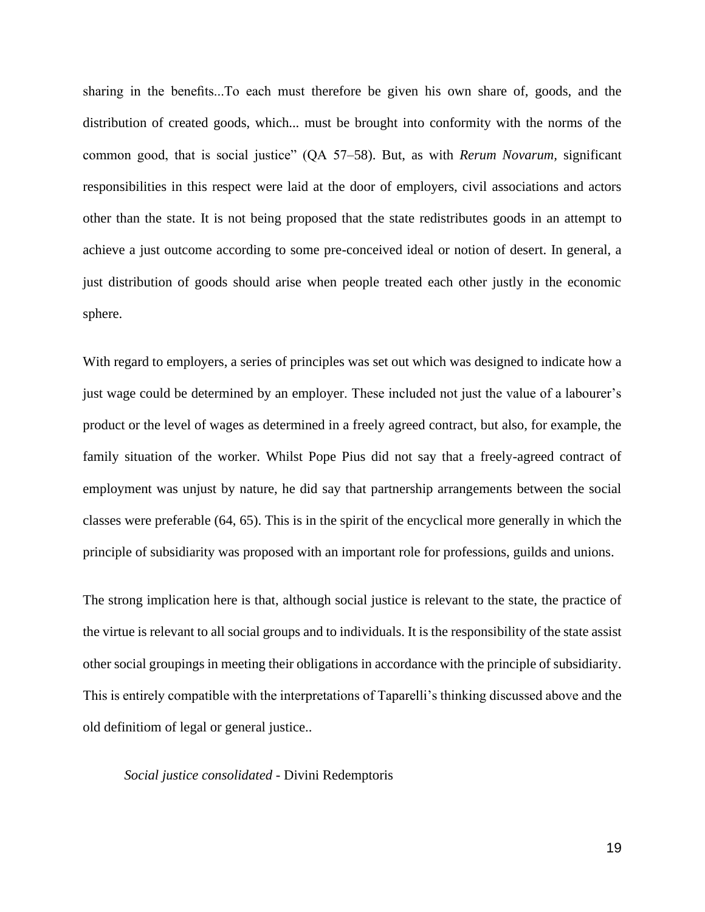sharing in the benefits...To each must therefore be given his own share of, goods, and the distribution of created goods, which... must be brought into conformity with the norms of the common good, that is social justice" (QA 57–58). But, as with *Rerum Novarum*, significant responsibilities in this respect were laid at the door of employers, civil associations and actors other than the state. It is not being proposed that the state redistributes goods in an attempt to achieve a just outcome according to some pre-conceived ideal or notion of desert. In general, a just distribution of goods should arise when people treated each other justly in the economic sphere.

With regard to employers, a series of principles was set out which was designed to indicate how a just wage could be determined by an employer. These included not just the value of a labourer's product or the level of wages as determined in a freely agreed contract, but also, for example, the family situation of the worker. Whilst Pope Pius did not say that a freely-agreed contract of employment was unjust by nature, he did say that partnership arrangements between the social classes were preferable (64, 65). This is in the spirit of the encyclical more generally in which the principle of subsidiarity was proposed with an important role for professions, guilds and unions.

The strong implication here is that, although social justice is relevant to the state, the practice of the virtue is relevant to all social groups and to individuals. It is the responsibility of the state assist other social groupings in meeting their obligations in accordance with the principle of subsidiarity. This is entirely compatible with the interpretations of Taparelli's thinking discussed above and the old definitiom of legal or general justice..

*Social justice consolidated* - Divini Redemptoris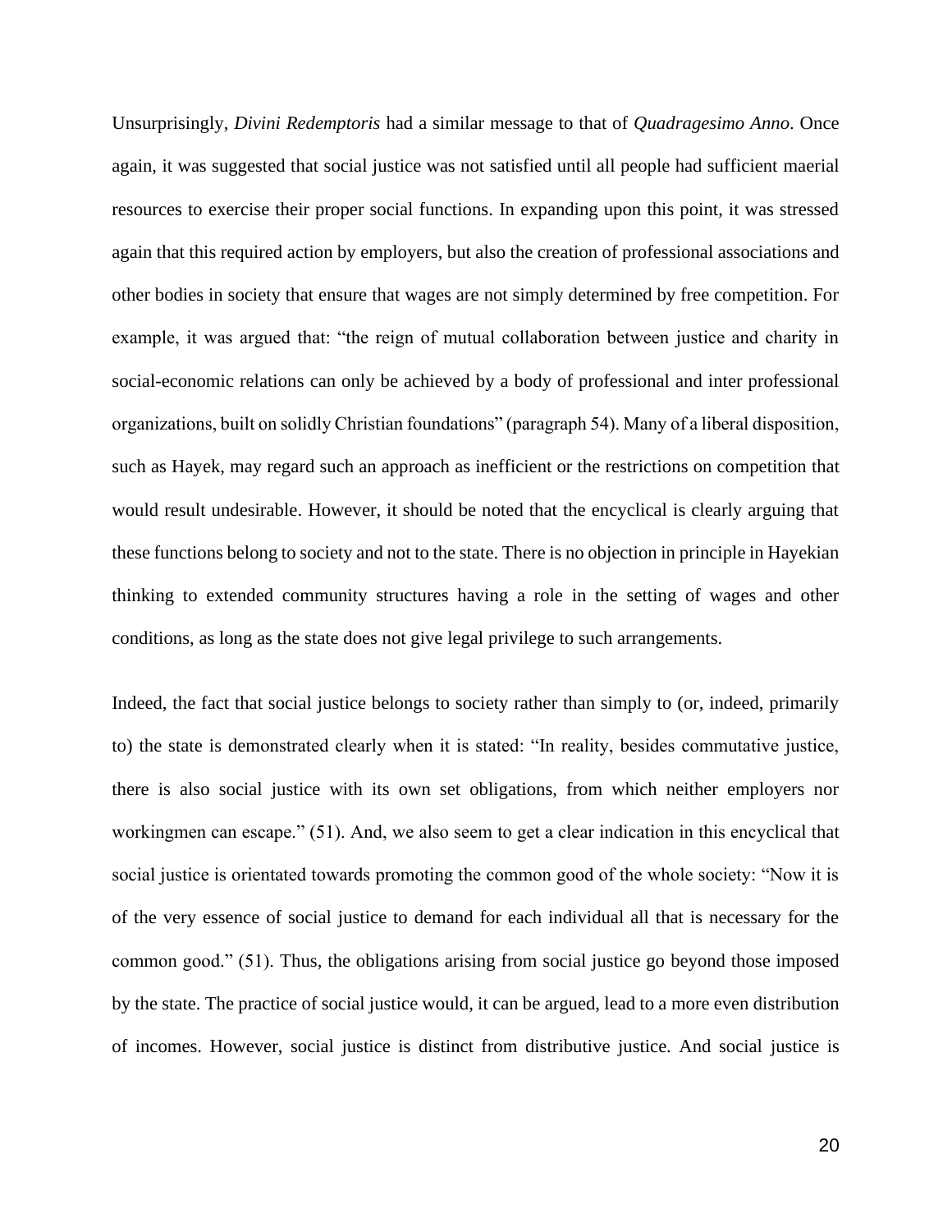Unsurprisingly, *Divini Redemptoris* had a similar message to that of *Quadragesimo Anno*. Once again, it was suggested that social justice was not satisfied until all people had sufficient maerial resources to exercise their proper social functions. In expanding upon this point, it was stressed again that this required action by employers, but also the creation of professional associations and other bodies in society that ensure that wages are not simply determined by free competition. For example, it was argued that: "the reign of mutual collaboration between justice and charity in social-economic relations can only be achieved by a body of professional and inter professional organizations, built on solidly Christian foundations" (paragraph 54). Many of a liberal disposition, such as Hayek, may regard such an approach as inefficient or the restrictions on competition that would result undesirable. However, it should be noted that the encyclical is clearly arguing that these functions belong to society and not to the state. There is no objection in principle in Hayekian thinking to extended community structures having a role in the setting of wages and other conditions, as long as the state does not give legal privilege to such arrangements.

Indeed, the fact that social justice belongs to society rather than simply to (or, indeed, primarily to) the state is demonstrated clearly when it is stated: "In reality, besides commutative justice, there is also social justice with its own set obligations, from which neither employers nor workingmen can escape." (51). And, we also seem to get a clear indication in this encyclical that social justice is orientated towards promoting the common good of the whole society: "Now it is of the very essence of social justice to demand for each individual all that is necessary for the common good." (51). Thus, the obligations arising from social justice go beyond those imposed by the state. The practice of social justice would, it can be argued, lead to a more even distribution of incomes. However, social justice is distinct from distributive justice. And social justice is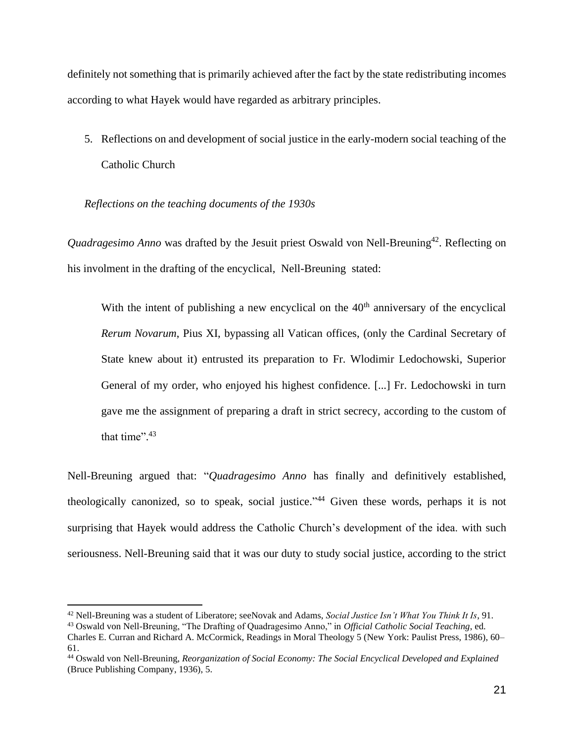definitely not something that is primarily achieved after the fact by the state redistributing incomes according to what Hayek would have regarded as arbitrary principles.

5. Reflections on and development of social justice in the early-modern social teaching of the Catholic Church

*Reflections on the teaching documents of the 1930s*

*Quadragesimo Anno* was drafted by the Jesuit priest Oswald von Nell-Breuning[42]. Reflecting on his involment in the drafting of the encyclical, Nell-Breuning stated:

> With the intent of publishing a new encyclical on the 40th anniversary of the encyclical *Rerum Novarum*, Pius XI, bypassing all Vatican offices, (only the Cardinal Secretary of State knew about it) entrusted its preparation to Fr. Wlodimir Ledochowski, Superior General of my order, who enjoyed his highest confidence. [...] Fr. Ledochowski in turn gave me the assignment of preparing a draft in strict secrecy, according to the custom of that time".[43]

Nell-Breuning argued that: "*Quadragesimo Anno* has finally and definitively established, theologically canonized, so to speak, social justice."[44] Given these words, perhaps it is not surprising that Hayek would address the Catholic Church's development of the idea. with such seriousness. Nell-Breuning said that it was our duty to study social justice, according to the strict

---

[42] Nell-Breuning was a student of Liberatore; seeNovak and Adams, *Social Justice Isn't What You Think It Is*, 91.

[43] Oswald von Nell-Breuning, "The Drafting of Quadragesimo Anno," in *Official Catholic Social Teaching*, ed. Charles E. Curran and Richard A. McCormick, Readings in Moral Theology 5 (New York: Paulist Press, 1986), 60–61.

[44] Oswald von Nell-Breuning, *Reorganization of Social Economy: The Social Encyclical Developed and Explained* (Bruce Publishing Company, 1936), 5.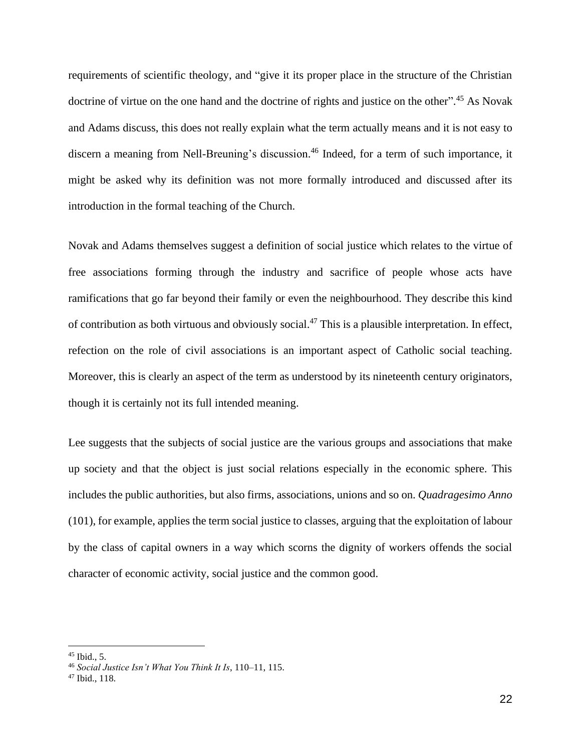requirements of scientific theology, and "give it its proper place in the structure of the Christian doctrine of virtue on the one hand and the doctrine of rights and justice on the other".[45] As Novak and Adams discuss, this does not really explain what the term actually means and it is not easy to discern a meaning from Nell-Breuning's discussion.[46] Indeed, for a term of such importance, it might be asked why its definition was not more formally introduced and discussed after its introduction in the formal teaching of the Church.

Novak and Adams themselves suggest a definition of social justice which relates to the virtue of free associations forming through the industry and sacrifice of people whose acts have ramifications that go far beyond their family or even the neighbourhood. They describe this kind of contribution as both virtuous and obviously social.[47] This is a plausible interpretation. In effect, refection on the role of civil associations is an important aspect of Catholic social teaching. Moreover, this is clearly an aspect of the term as understood by its nineteenth century originators, though it is certainly not its full intended meaning.

Lee suggests that the subjects of social justice are the various groups and associations that make up society and that the object is just social relations especially in the economic sphere. This includes the public authorities, but also firms, associations, unions and so on. *Quadragesimo Anno* (101), for example, applies the term social justice to classes, arguing that the exploitation of labour by the class of capital owners in a way which scorns the dignity of workers offends the social character of economic activity, social justice and the common good.

---

[45] Ibid., 5.

[46] *Social Justice Isn't What You Think It Is*, 110–11, 115.

[47] Ibid., 118.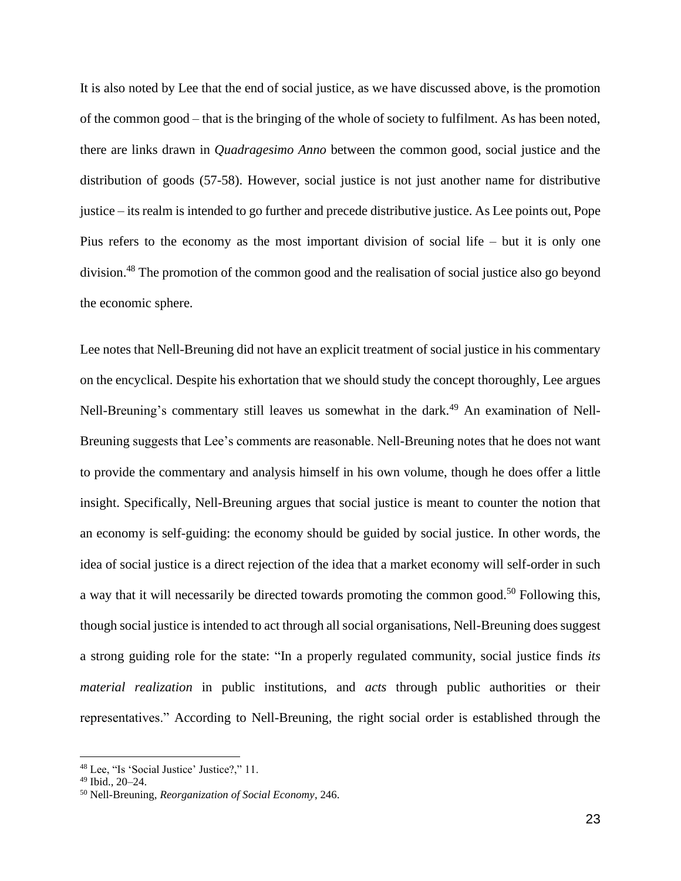It is also noted by Lee that the end of social justice, as we have discussed above, is the promotion of the common good – that is the bringing of the whole of society to fulfilment. As has been noted, there are links drawn in *Quadragesimo Anno* between the common good, social justice and the distribution of goods (57-58). However, social justice is not just another name for distributive justice – its realm is intended to go further and precede distributive justice. As Lee points out, Pope Pius refers to the economy as the most important division of social life – but it is only one division.[48] The promotion of the common good and the realisation of social justice also go beyond the economic sphere.

Lee notes that Nell-Breuning did not have an explicit treatment of social justice in his commentary on the encyclical. Despite his exhortation that we should study the concept thoroughly, Lee argues Nell-Breuning's commentary still leaves us somewhat in the dark.[49] An examination of Nell-Breuning suggests that Lee's comments are reasonable. Nell-Breuning notes that he does not want to provide the commentary and analysis himself in his own volume, though he does offer a little insight. Specifically, Nell-Breuning argues that social justice is meant to counter the notion that an economy is self-guiding: the economy should be guided by social justice. In other words, the idea of social justice is a direct rejection of the idea that a market economy will self-order in such a way that it will necessarily be directed towards promoting the common good.[50] Following this, though social justice is intended to act through all social organisations, Nell-Breuning does suggest a strong guiding role for the state: "In a properly regulated community, social justice finds *its material realization* in public institutions, and *acts* through public authorities or their representatives." According to Nell-Breuning, the right social order is established through the

---

[48] Lee, "Is 'Social Justice' Justice?," 11.

[49] Ibid., 20–24.

[50] Nell-Breuning, *Reorganization of Social Economy*, 246.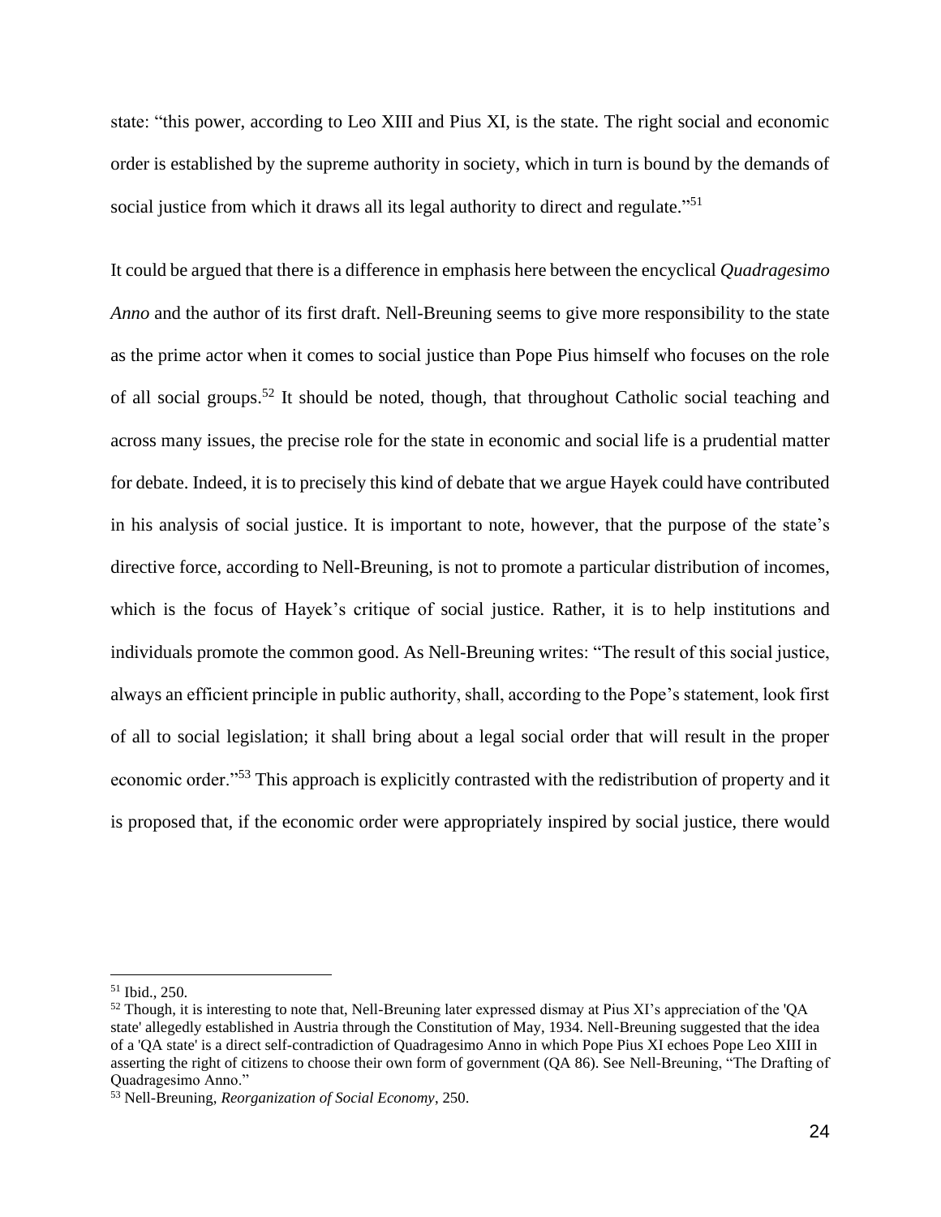state: "this power, according to Leo XIII and Pius XI, is the state. The right social and economic order is established by the supreme authority in society, which in turn is bound by the demands of social justice from which it draws all its legal authority to direct and regulate."[51]

It could be argued that there is a difference in emphasis here between the encyclical *Quadragesimo Anno* and the author of its first draft. Nell-Breuning seems to give more responsibility to the state as the prime actor when it comes to social justice than Pope Pius himself who focuses on the role of all social groups.[52] It should be noted, though, that throughout Catholic social teaching and across many issues, the precise role for the state in economic and social life is a prudential matter for debate. Indeed, it is to precisely this kind of debate that we argue Hayek could have contributed in his analysis of social justice. It is important to note, however, that the purpose of the state's directive force, according to Nell-Breuning, is not to promote a particular distribution of incomes, which is the focus of Hayek's critique of social justice. Rather, it is to help institutions and individuals promote the common good. As Nell-Breuning writes: "The result of this social justice, always an efficient principle in public authority, shall, according to the Pope's statement, look first of all to social legislation; it shall bring about a legal social order that will result in the proper economic order."[53] This approach is explicitly contrasted with the redistribution of property and it is proposed that, if the economic order were appropriately inspired by social justice, there would

---

[51] Ibid., 250.

[52] Though, it is interesting to note that, Nell-Breuning later expressed dismay at Pius XI's appreciation of the 'QA state' allegedly established in Austria through the Constitution of May, 1934. Nell-Breuning suggested that the idea of a 'QA state' is a direct self-contradiction of Quadragesimo Anno in which Pope Pius XI echoes Pope Leo XIII in asserting the right of citizens to choose their own form of government (QA 86). See Nell-Breuning, "The Drafting of Quadragesimo Anno."

[53] Nell-Breuning, *Reorganization of Social Economy*, 250.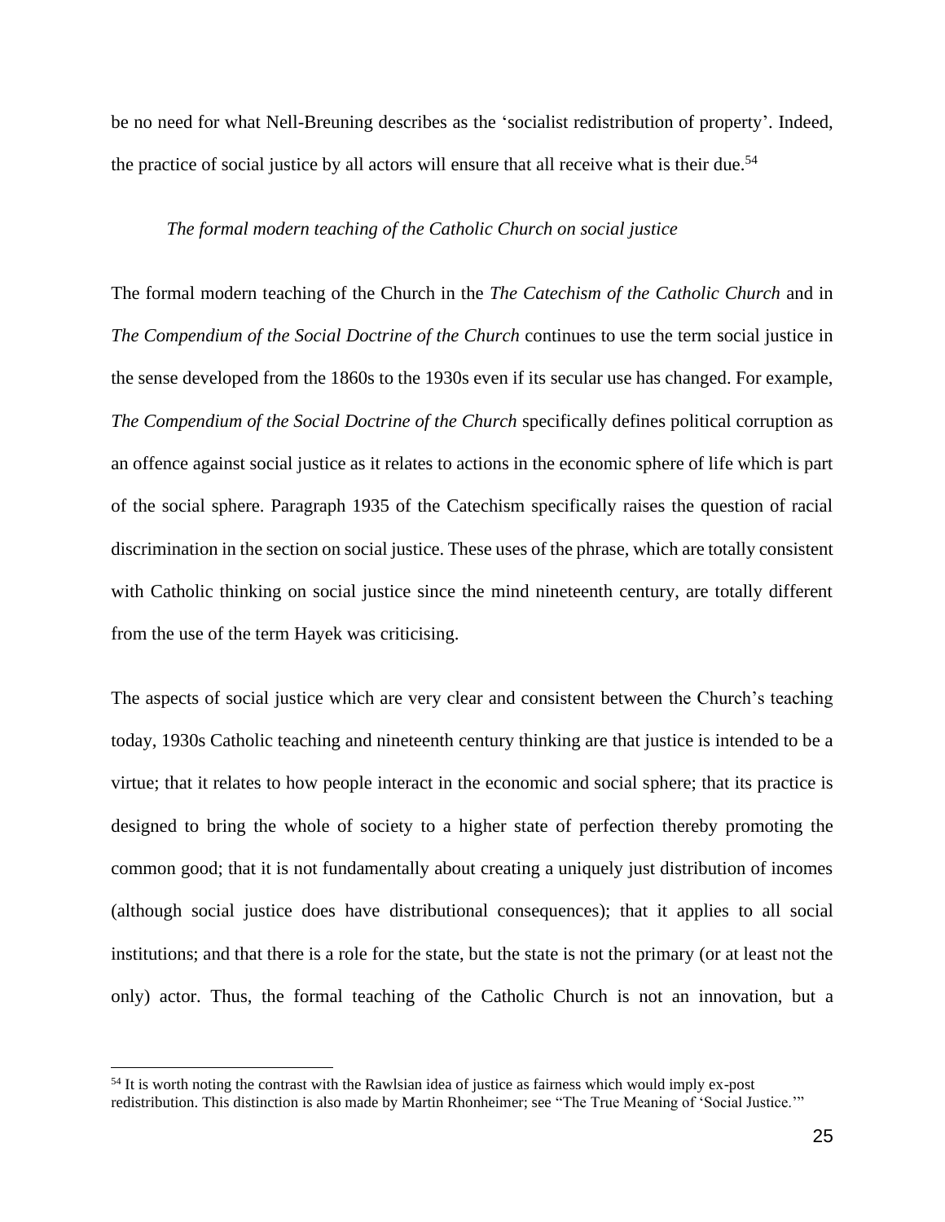be no need for what Nell-Breuning describes as the 'socialist redistribution of property'. Indeed, the practice of social justice by all actors will ensure that all receive what is their due.[54]

### *The formal modern teaching of the Catholic Church on social justice*

The formal modern teaching of the Church in the *The Catechism of the Catholic Church* and in *The Compendium of the Social Doctrine of the Church* continues to use the term social justice in the sense developed from the 1860s to the 1930s even if its secular use has changed. For example, *The Compendium of the Social Doctrine of the Church* specifically defines political corruption as an offence against social justice as it relates to actions in the economic sphere of life which is part of the social sphere. Paragraph 1935 of the Catechism specifically raises the question of racial discrimination in the section on social justice. These uses of the phrase, which are totally consistent with Catholic thinking on social justice since the mind nineteenth century, are totally different from the use of the term Hayek was criticising.

The aspects of social justice which are very clear and consistent between the Church's teaching today, 1930s Catholic teaching and nineteenth century thinking are that justice is intended to be a virtue; that it relates to how people interact in the economic and social sphere; that its practice is designed to bring the whole of society to a higher state of perfection thereby promoting the common good; that it is not fundamentally about creating a uniquely just distribution of incomes (although social justice does have distributional consequences); that it applies to all social institutions; and that there is a role for the state, but the state is not the primary (or at least not the only) actor. Thus, the formal teaching of the Catholic Church is not an innovation, but a

[54] It is worth noting the contrast with the Rawlsian idea of justice as fairness which would imply ex-post redistribution. This distinction is also made by Martin Rhonheimer; see "The True Meaning of 'Social Justice.'"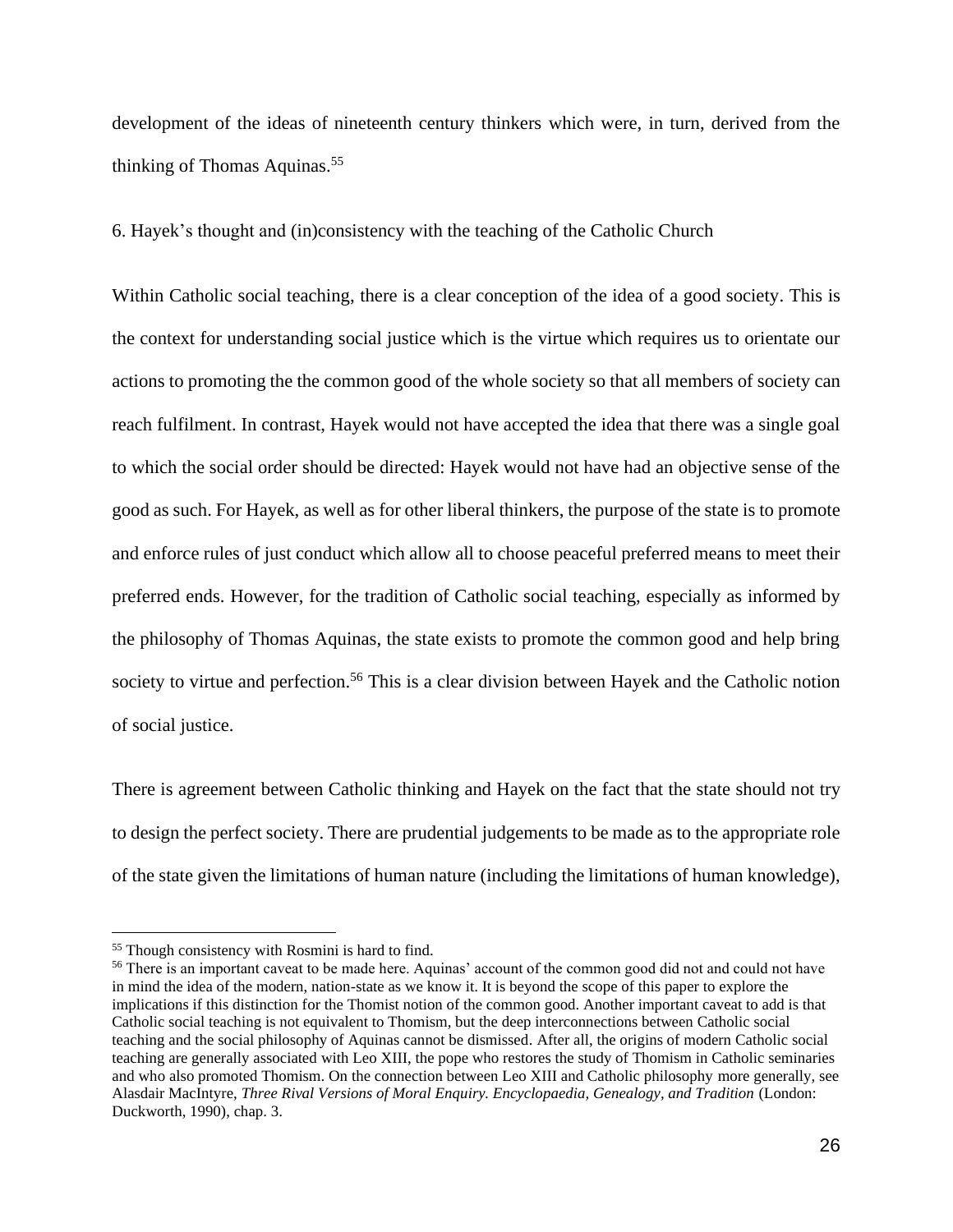development of the ideas of nineteenth century thinkers which were, in turn, derived from the thinking of Thomas Aquinas.[55]

## 6. Hayek's thought and (in)consistency with the teaching of the Catholic Church

Within Catholic social teaching, there is a clear conception of the idea of a good society. This is the context for understanding social justice which is the virtue which requires us to orientate our actions to promoting the the common good of the whole society so that all members of society can reach fulfilment. In contrast, Hayek would not have accepted the idea that there was a single goal to which the social order should be directed: Hayek would not have had an objective sense of the good as such. For Hayek, as well as for other liberal thinkers, the purpose of the state is to promote and enforce rules of just conduct which allow all to choose peaceful preferred means to meet their preferred ends. However, for the tradition of Catholic social teaching, especially as informed by the philosophy of Thomas Aquinas, the state exists to promote the common good and help bring society to virtue and perfection.[56] This is a clear division between Hayek and the Catholic notion of social justice.

There is agreement between Catholic thinking and Hayek on the fact that the state should not try to design the perfect society. There are prudential judgements to be made as to the appropriate role of the state given the limitations of human nature (including the limitations of human knowledge),

---

[55] Though consistency with Rosmini is hard to find.

[56] There is an important caveat to be made here. Aquinas' account of the common good did not and could not have in mind the idea of the modern, nation-state as we know it. It is beyond the scope of this paper to explore the implications if this distinction for the Thomist notion of the common good. Another important caveat to add is that Catholic social teaching is not equivalent to Thomism, but the deep interconnections between Catholic social teaching and the social philosophy of Aquinas cannot be dismissed. After all, the origins of modern Catholic social teaching are generally associated with Leo XIII, the pope who restores the study of Thomism in Catholic seminaries and who also promoted Thomism. On the connection between Leo XIII and Catholic philosophy more generally, see Alasdair MacIntyre, *Three Rival Versions of Moral Enquiry. Encyclopaedia, Genealogy, and Tradition* (London: Duckworth, 1990), chap. 3.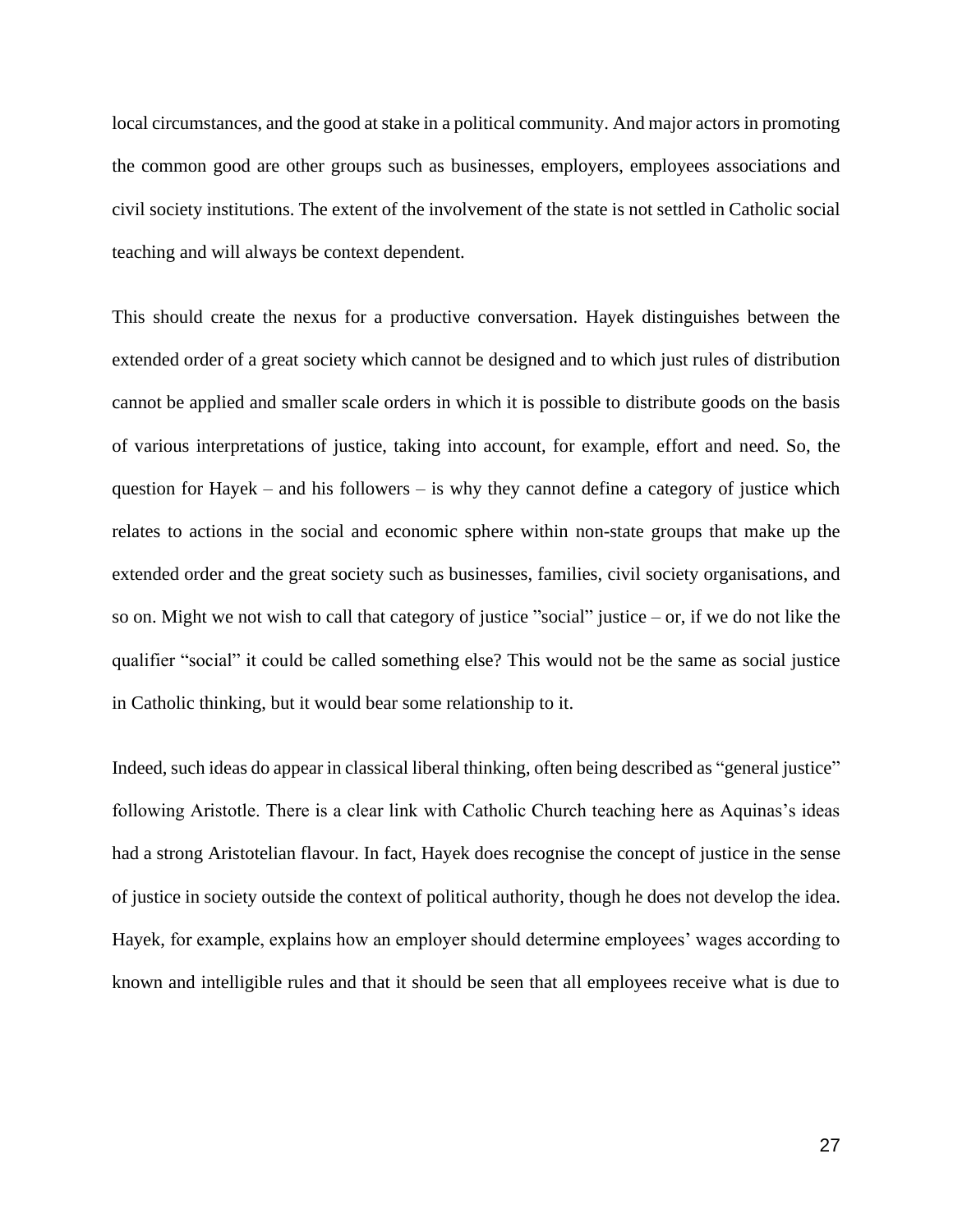local circumstances, and the good at stake in a political community. And major actors in promoting the common good are other groups such as businesses, employers, employees associations and civil society institutions. The extent of the involvement of the state is not settled in Catholic social teaching and will always be context dependent.

This should create the nexus for a productive conversation. Hayek distinguishes between the extended order of a great society which cannot be designed and to which just rules of distribution cannot be applied and smaller scale orders in which it is possible to distribute goods on the basis of various interpretations of justice, taking into account, for example, effort and need. So, the question for Hayek – and his followers – is why they cannot define a category of justice which relates to actions in the social and economic sphere within non-state groups that make up the extended order and the great society such as businesses, families, civil society organisations, and so on. Might we not wish to call that category of justice "social" justice – or, if we do not like the qualifier "social" it could be called something else? This would not be the same as social justice in Catholic thinking, but it would bear some relationship to it.

Indeed, such ideas do appear in classical liberal thinking, often being described as "general justice" following Aristotle. There is a clear link with Catholic Church teaching here as Aquinas's ideas had a strong Aristotelian flavour. In fact, Hayek does recognise the concept of justice in the sense of justice in society outside the context of political authority, though he does not develop the idea. Hayek, for example, explains how an employer should determine employees' wages according to known and intelligible rules and that it should be seen that all employees receive what is due to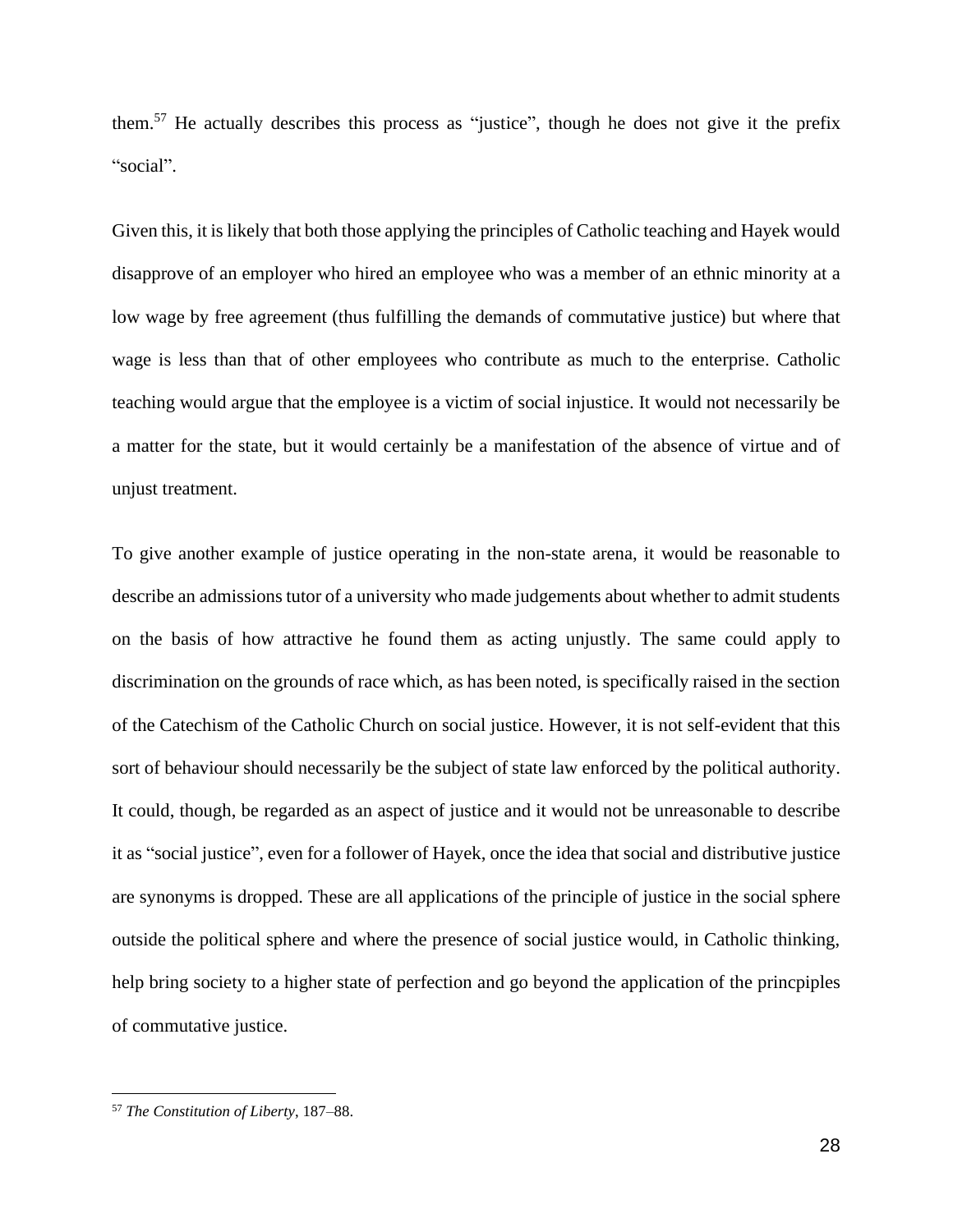them.[57] He actually describes this process as "justice", though he does not give it the prefix "social".

Given this, it is likely that both those applying the principles of Catholic teaching and Hayek would disapprove of an employer who hired an employee who was a member of an ethnic minority at a low wage by free agreement (thus fulfilling the demands of commutative justice) but where that wage is less than that of other employees who contribute as much to the enterprise. Catholic teaching would argue that the employee is a victim of social injustice. It would not necessarily be a matter for the state, but it would certainly be a manifestation of the absence of virtue and of unjust treatment.

To give another example of justice operating in the non-state arena, it would be reasonable to describe an admissions tutor of a university who made judgements about whether to admit students on the basis of how attractive he found them as acting unjustly. The same could apply to discrimination on the grounds of race which, as has been noted, is specifically raised in the section of the Catechism of the Catholic Church on social justice. However, it is not self-evident that this sort of behaviour should necessarily be the subject of state law enforced by the political authority. It could, though, be regarded as an aspect of justice and it would not be unreasonable to describe it as "social justice", even for a follower of Hayek, once the idea that social and distributive justice are synonyms is dropped. These are all applications of the principle of justice in the social sphere outside the political sphere and where the presence of social justice would, in Catholic thinking, help bring society to a higher state of perfection and go beyond the application of the princpiples of commutative justice.

---

[57] *The Constitution of Liberty*, 187–88.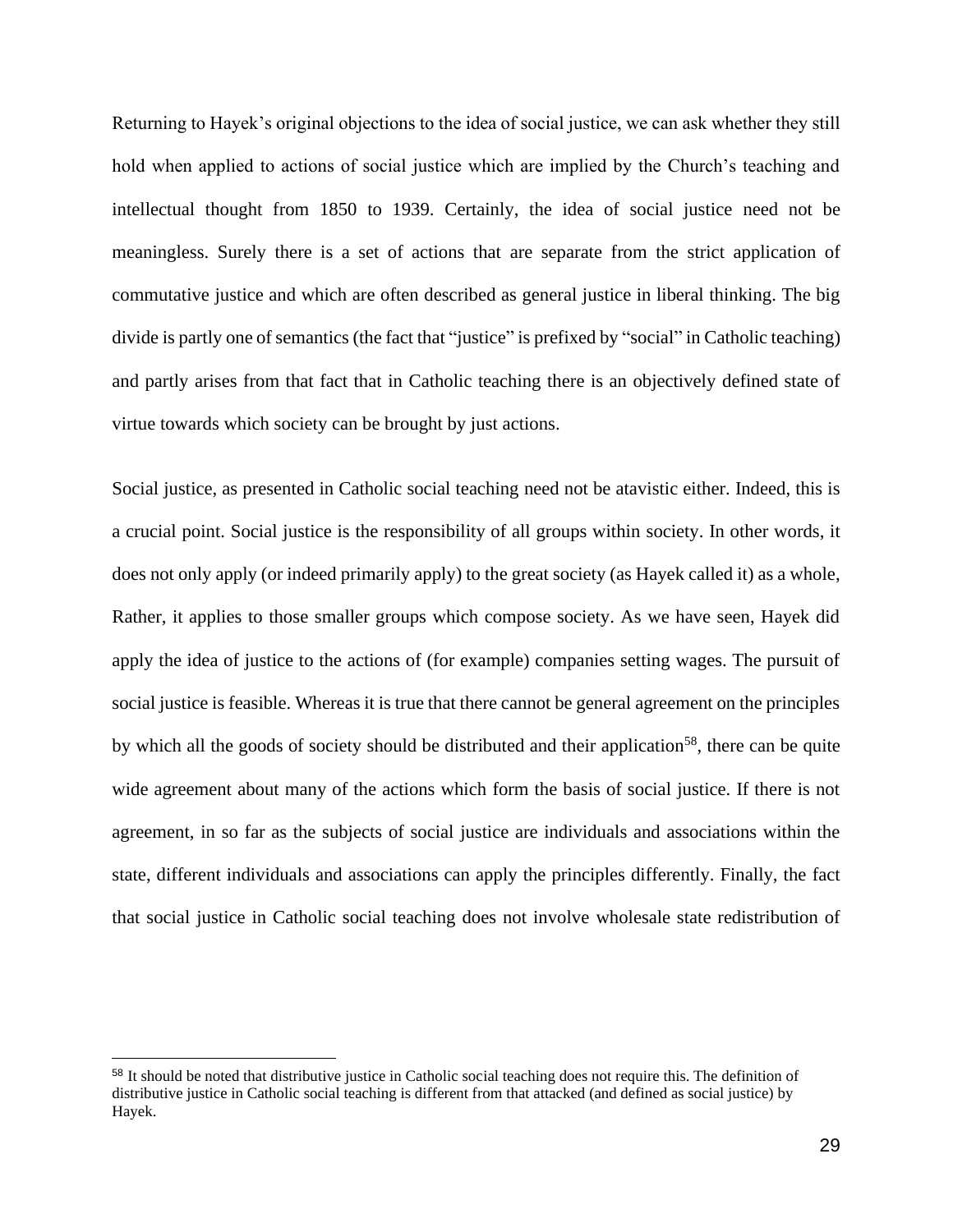Returning to Hayek's original objections to the idea of social justice, we can ask whether they still hold when applied to actions of social justice which are implied by the Church's teaching and intellectual thought from 1850 to 1939. Certainly, the idea of social justice need not be meaningless. Surely there is a set of actions that are separate from the strict application of commutative justice and which are often described as general justice in liberal thinking. The big divide is partly one of semantics (the fact that "justice" is prefixed by "social" in Catholic teaching) and partly arises from that fact that in Catholic teaching there is an objectively defined state of virtue towards which society can be brought by just actions.

Social justice, as presented in Catholic social teaching need not be atavistic either. Indeed, this is a crucial point. Social justice is the responsibility of all groups within society. In other words, it does not only apply (or indeed primarily apply) to the great society (as Hayek called it) as a whole, Rather, it applies to those smaller groups which compose society. As we have seen, Hayek did apply the idea of justice to the actions of (for example) companies setting wages. The pursuit of social justice is feasible. Whereas it is true that there cannot be general agreement on the principles by which all the goods of society should be distributed and their application[58], there can be quite wide agreement about many of the actions which form the basis of social justice. If there is not agreement, in so far as the subjects of social justice are individuals and associations within the state, different individuals and associations can apply the principles differently. Finally, the fact that social justice in Catholic social teaching does not involve wholesale state redistribution of

[58] It should be noted that distributive justice in Catholic social teaching does not require this. The definition of distributive justice in Catholic social teaching is different from that attacked (and defined as social justice) by Hayek.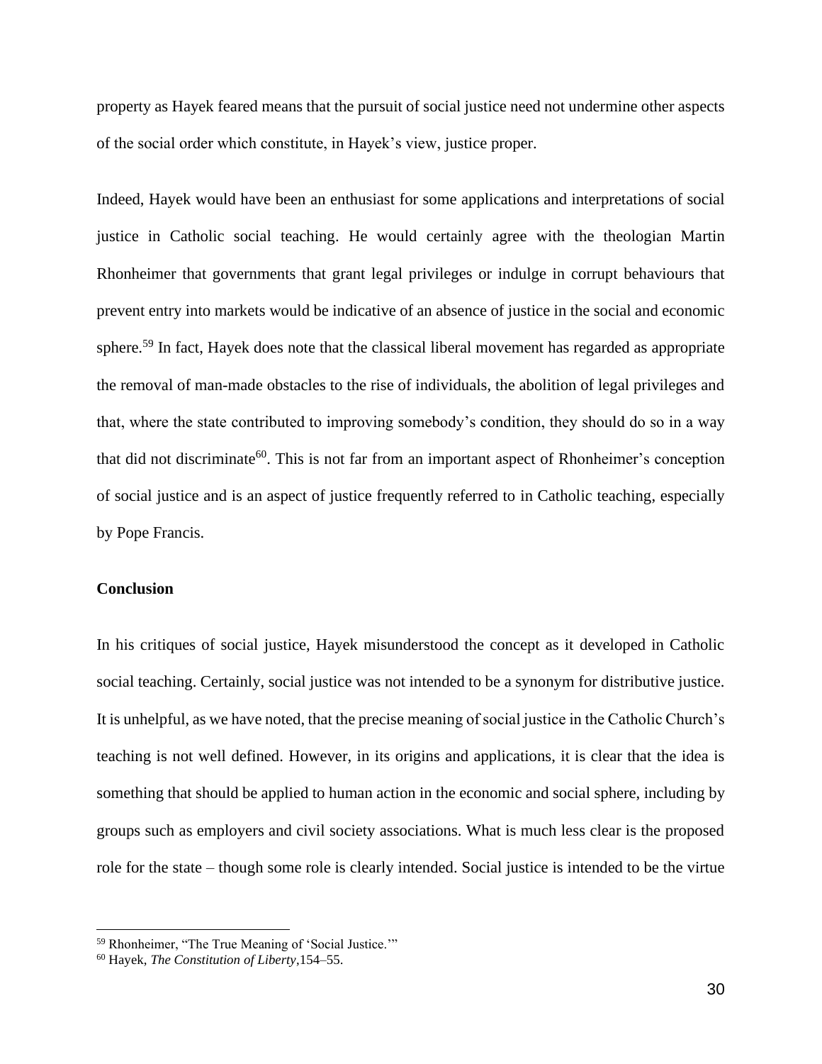property as Hayek feared means that the pursuit of social justice need not undermine other aspects of the social order which constitute, in Hayek's view, justice proper.

Indeed, Hayek would have been an enthusiast for some applications and interpretations of social justice in Catholic social teaching. He would certainly agree with the theologian Martin Rhonheimer that governments that grant legal privileges or indulge in corrupt behaviours that prevent entry into markets would be indicative of an absence of justice in the social and economic sphere.[59] In fact, Hayek does note that the classical liberal movement has regarded as appropriate the removal of man-made obstacles to the rise of individuals, the abolition of legal privileges and that, where the state contributed to improving somebody's condition, they should do so in a way that did not discriminate[60]. This is not far from an important aspect of Rhonheimer's conception of social justice and is an aspect of justice frequently referred to in Catholic teaching, especially by Pope Francis.

## Conclusion

In his critiques of social justice, Hayek misunderstood the concept as it developed in Catholic social teaching. Certainly, social justice was not intended to be a synonym for distributive justice. It is unhelpful, as we have noted, that the precise meaning of social justice in the Catholic Church's teaching is not well defined. However, in its origins and applications, it is clear that the idea is something that should be applied to human action in the economic and social sphere, including by groups such as employers and civil society associations. What is much less clear is the proposed role for the state – though some role is clearly intended. Social justice is intended to be the virtue

---

[59] Rhonheimer, "The True Meaning of 'Social Justice.'"

[60] Hayek, *The Constitution of Liberty*,154–55.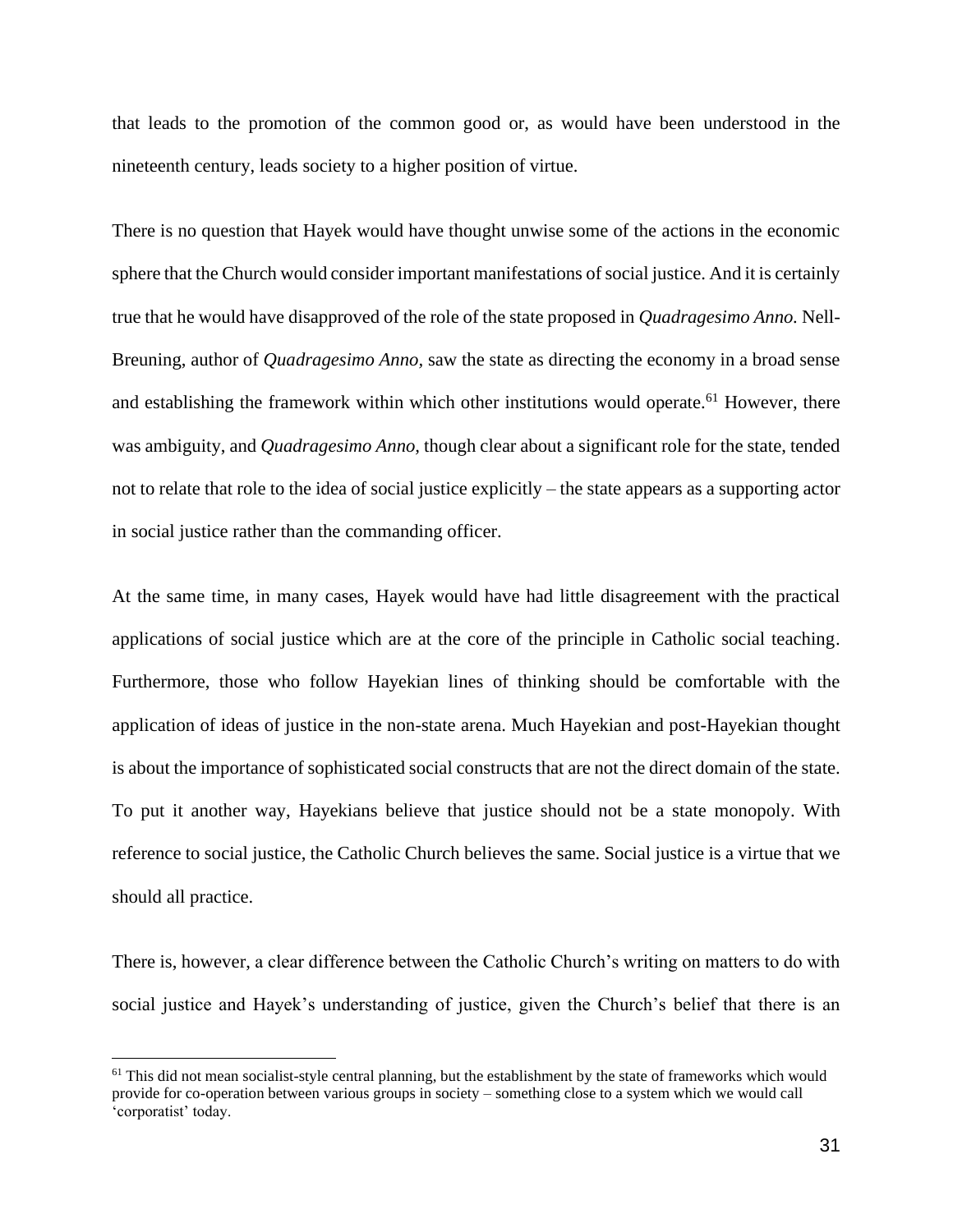that leads to the promotion of the common good or, as would have been understood in the nineteenth century, leads society to a higher position of virtue.

There is no question that Hayek would have thought unwise some of the actions in the economic sphere that the Church would consider important manifestations of social justice. And it is certainly true that he would have disapproved of the role of the state proposed in *Quadragesimo Anno.* Nell-Breuning, author of *Quadragesimo Anno,* saw the state as directing the economy in a broad sense and establishing the framework within which other institutions would operate.[61] However, there was ambiguity, and *Quadragesimo Anno,* though clear about a significant role for the state, tended not to relate that role to the idea of social justice explicitly – the state appears as a supporting actor in social justice rather than the commanding officer.

At the same time, in many cases, Hayek would have had little disagreement with the practical applications of social justice which are at the core of the principle in Catholic social teaching. Furthermore, those who follow Hayekian lines of thinking should be comfortable with the application of ideas of justice in the non-state arena. Much Hayekian and post-Hayekian thought is about the importance of sophisticated social constructs that are not the direct domain of the state. To put it another way, Hayekians believe that justice should not be a state monopoly. With reference to social justice, the Catholic Church believes the same. Social justice is a virtue that we should all practice.

There is, however, a clear difference between the Catholic Church's writing on matters to do with social justice and Hayek's understanding of justice, given the Church's belief that there is an

[61] This did not mean socialist-style central planning, but the establishment by the state of frameworks which would provide for co-operation between various groups in society – something close to a system which we would call 'corporatist' today.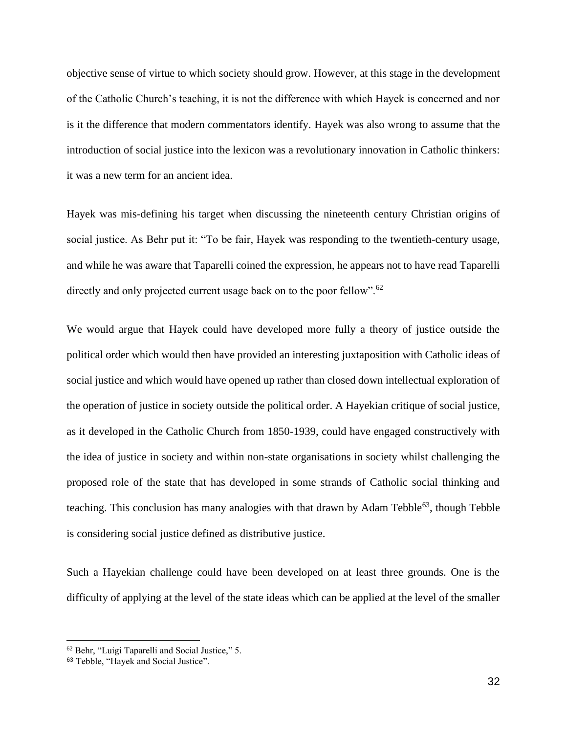objective sense of virtue to which society should grow. However, at this stage in the development of the Catholic Church's teaching, it is not the difference with which Hayek is concerned and nor is it the difference that modern commentators identify. Hayek was also wrong to assume that the introduction of social justice into the lexicon was a revolutionary innovation in Catholic thinkers: it was a new term for an ancient idea.

Hayek was mis-defining his target when discussing the nineteenth century Christian origins of social justice. As Behr put it: "To be fair, Hayek was responding to the twentieth-century usage, and while he was aware that Taparelli coined the expression, he appears not to have read Taparelli directly and only projected current usage back on to the poor fellow".[62]

We would argue that Hayek could have developed more fully a theory of justice outside the political order which would then have provided an interesting juxtaposition with Catholic ideas of social justice and which would have opened up rather than closed down intellectual exploration of the operation of justice in society outside the political order. A Hayekian critique of social justice, as it developed in the Catholic Church from 1850-1939, could have engaged constructively with the idea of justice in society and within non-state organisations in society whilst challenging the proposed role of the state that has developed in some strands of Catholic social thinking and teaching. This conclusion has many analogies with that drawn by Adam Tebble[63], though Tebble is considering social justice defined as distributive justice.

Such a Hayekian challenge could have been developed on at least three grounds. One is the difficulty of applying at the level of the state ideas which can be applied at the level of the smaller

[62] Behr, "Luigi Taparelli and Social Justice," 5.

[63] Tebble, "Hayek and Social Justice".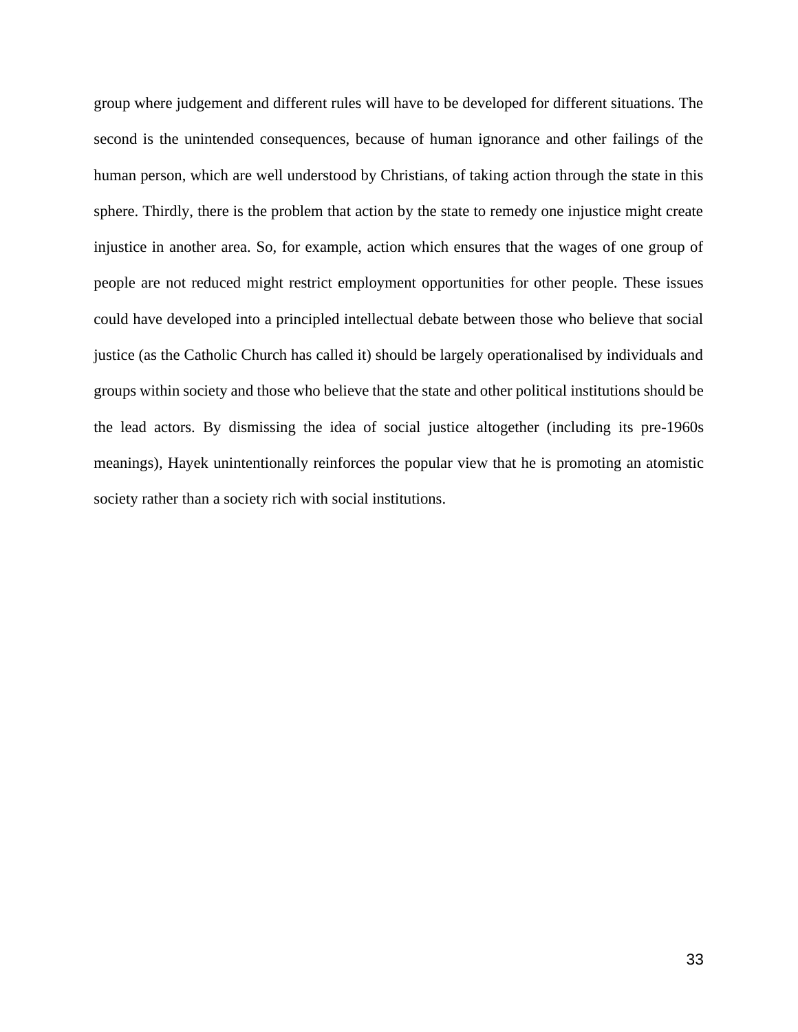group where judgement and different rules will have to be developed for different situations. The second is the unintended consequences, because of human ignorance and other failings of the human person, which are well understood by Christians, of taking action through the state in this sphere. Thirdly, there is the problem that action by the state to remedy one injustice might create injustice in another area. So, for example, action which ensures that the wages of one group of people are not reduced might restrict employment opportunities for other people. These issues could have developed into a principled intellectual debate between those who believe that social justice (as the Catholic Church has called it) should be largely operationalised by individuals and groups within society and those who believe that the state and other political institutions should be the lead actors. By dismissing the idea of social justice altogether (including its pre-1960s meanings), Hayek unintentionally reinforces the popular view that he is promoting an atomistic society rather than a society rich with social institutions.